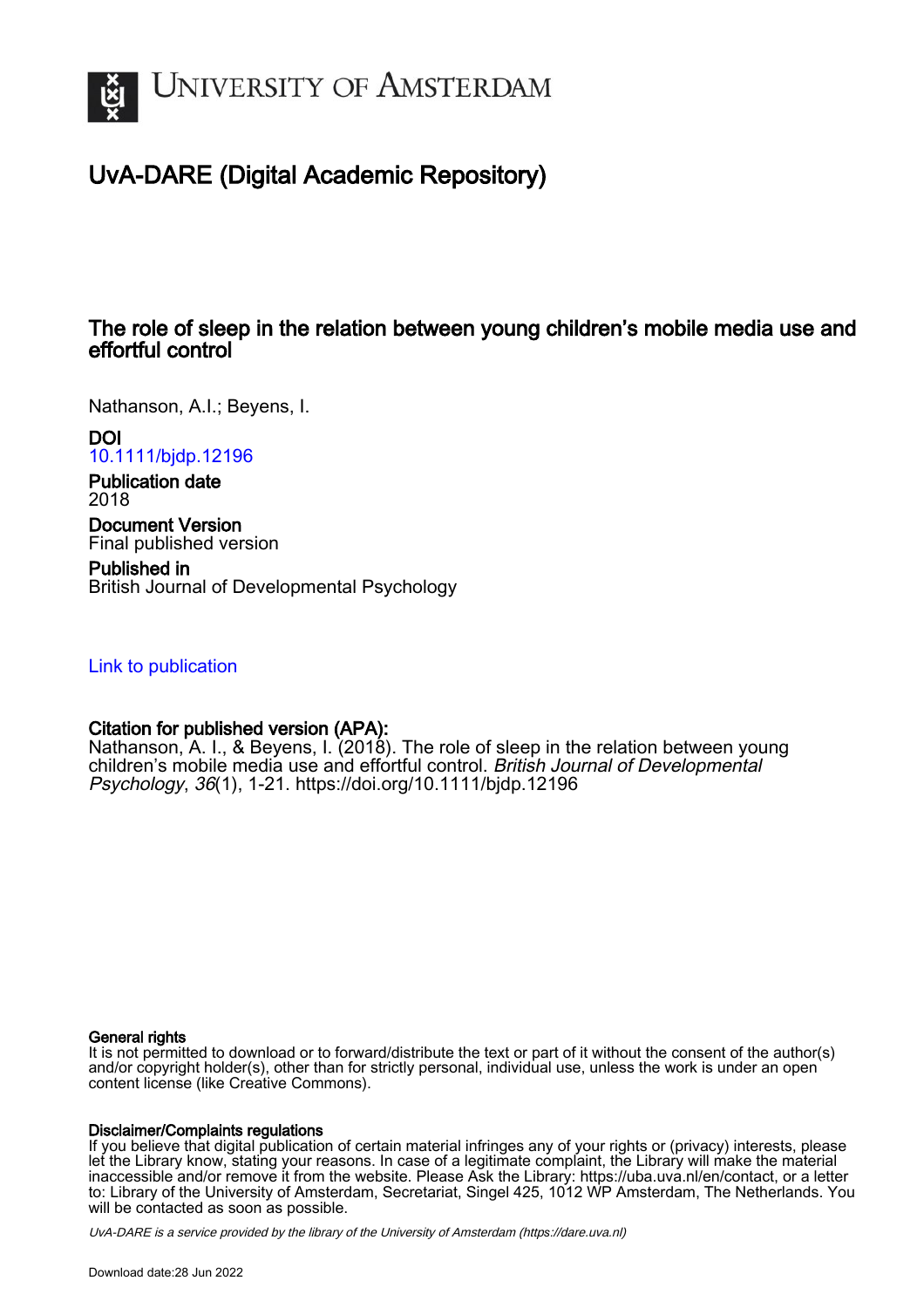# UvA-DARE (Digital Academic Repository)

## The role of sleep in the relation between young children's mobile media use and effortful control

Nathanson, A.I.; Beyens, I.

**DOI**
10.1111/bjdp.12196

**Publication date**
2018

**Document Version**
Final published version

**Published in**
British Journal of Developmental Psychology

Link to publication

**Citation for published version (APA):**
Nathanson, A. I., & Beyens, I. (2018). The role of sleep in the relation between young children's mobile media use and effortful control. *British Journal of Developmental Psychology*, *36*(1), 1-21. https://doi.org/10.1111/bjdp.12196

**General rights**
It is not permitted to download or to forward/distribute the text or part of it without the consent of the author(s) and/or copyright holder(s), other than for strictly personal, individual use, unless the work is under an open content license (like Creative Commons).

**Disclaimer/Complaints regulations**
If you believe that digital publication of certain material infringes any of your rights or (privacy) interests, please let the Library know, stating your reasons. In case of a legitimate complaint, the Library will make the material inaccessible and/or remove it from the website. Please Ask the Library: https://uba.uva.nl/en/contact, or a letter to: Library of the University of Amsterdam, Secretariat, Singel 425, 1012 WP Amsterdam, The Netherlands. You will be contacted as soon as possible.

*UvA-DARE is a service provided by the library of the University of Amsterdam (https://dare.uva.nl)*

Download date:28 Jun 2022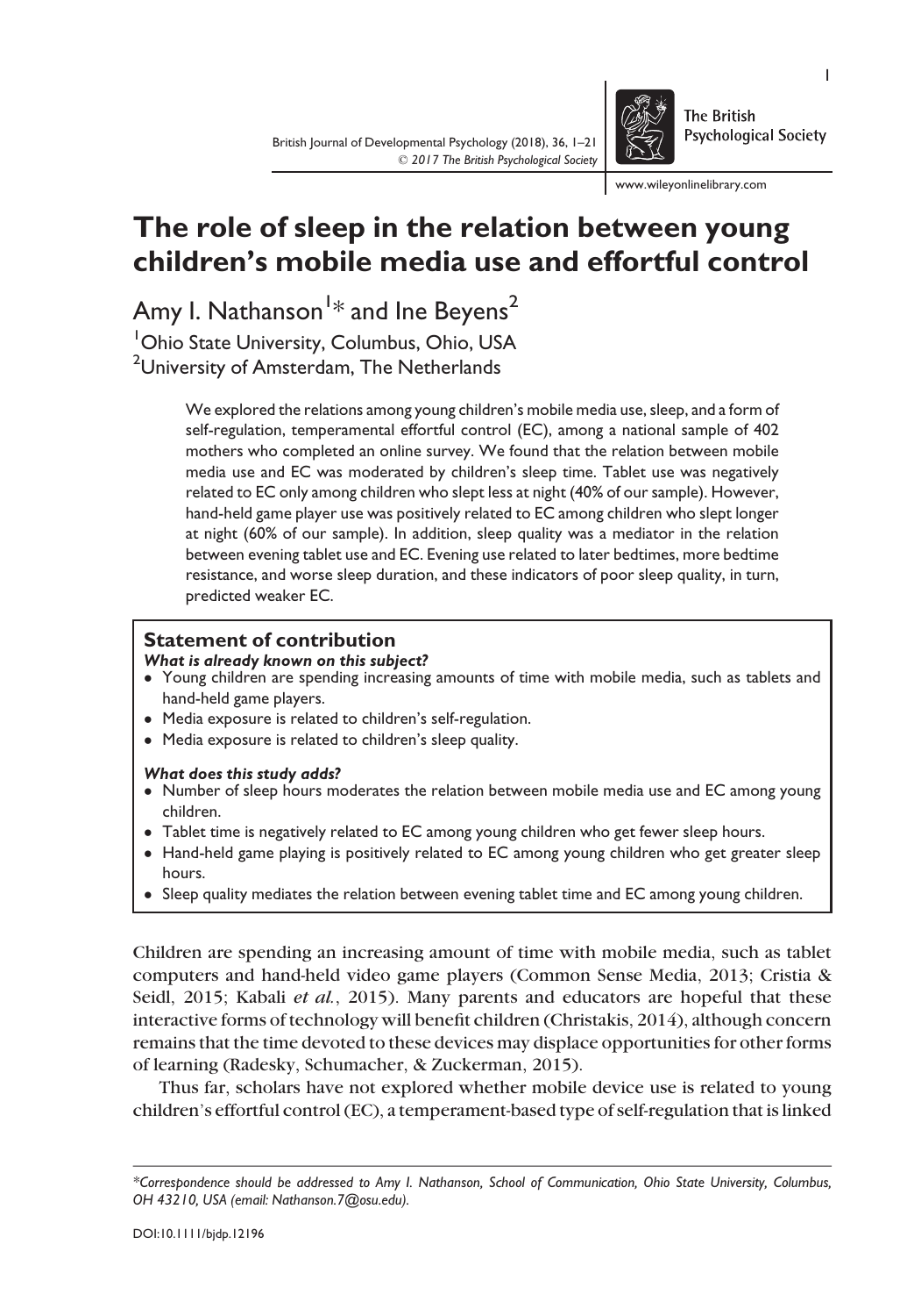# The role of sleep in the relation between young children's mobile media use and effortful control

Amy I. Nathanson[1]* and Ine Beyens[2]

[1]Ohio State University, Columbus, Ohio, USA
[2]University of Amsterdam, The Netherlands

We explored the relations among young children's mobile media use, sleep, and a form of self-regulation, temperamental effortful control (EC), among a national sample of 402 mothers who completed an online survey. We found that the relation between mobile media use and EC was moderated by children's sleep time. Tablet use was negatively related to EC only among children who slept less at night (40% of our sample). However, hand-held game player use was positively related to EC among children who slept longer at night (60% of our sample). In addition, sleep quality was a mediator in the relation between evening tablet use and EC. Evening use related to later bedtimes, more bedtime resistance, and worse sleep duration, and these indicators of poor sleep quality, in turn, predicted weaker EC.

## Statement of contribution

***What is already known on this subject?***

- Young children are spending increasing amounts of time with mobile media, such as tablets and hand-held game players.
- Media exposure is related to children's self-regulation.
- Media exposure is related to children's sleep quality.

***What does this study adds?***

- Number of sleep hours moderates the relation between mobile media use and EC among young children.
- Tablet time is negatively related to EC among young children who get fewer sleep hours.
- Hand-held game playing is positively related to EC among young children who get greater sleep hours.
- Sleep quality mediates the relation between evening tablet time and EC among young children.

Children are spending an increasing amount of time with mobile media, such as tablet computers and hand-held video game players (Common Sense Media, 2013; Cristia & Seidl, 2015; Kabali *et al.*, 2015). Many parents and educators are hopeful that these interactive forms of technology will benefit children (Christakis, 2014), although concern remains that the time devoted to these devices may displace opportunities for other forms of learning (Radesky, Schumacher, & Zuckerman, 2015).

Thus far, scholars have not explored whether mobile device use is related to young children's effortful control (EC), a temperament-based type of self-regulation that is linked

*Correspondence should be addressed to Amy I. Nathanson, School of Communication, Ohio State University, Columbus, OH 43210, USA (email: Nathanson.7@osu.edu).

DOI:10.1111/bjdp.12196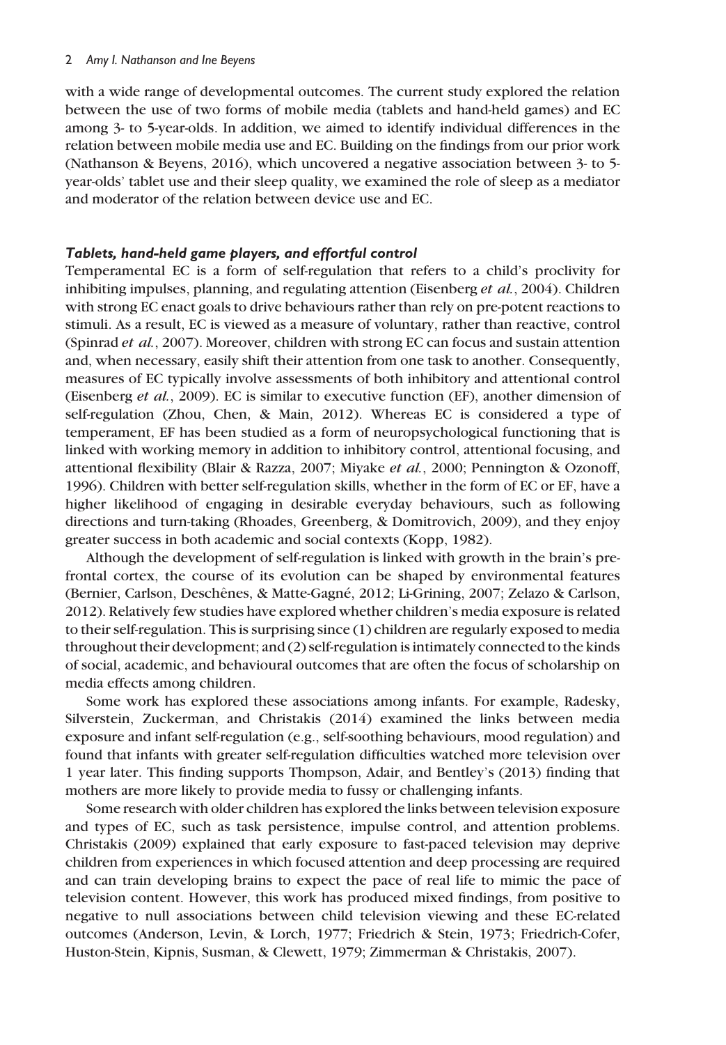with a wide range of developmental outcomes. The current study explored the relation between the use of two forms of mobile media (tablets and hand-held games) and EC among 3- to 5-year-olds. In addition, we aimed to identify individual differences in the relation between mobile media use and EC. Building on the findings from our prior work (Nathanson & Beyens, 2016), which uncovered a negative association between 3- to 5-year-olds' tablet use and their sleep quality, we examined the role of sleep as a mediator and moderator of the relation between device use and EC.

### *Tablets, hand-held game players, and effortful control*

Temperamental EC is a form of self-regulation that refers to a child's proclivity for inhibiting impulses, planning, and regulating attention (Eisenberg *et al.*, 2004). Children with strong EC enact goals to drive behaviours rather than rely on pre-potent reactions to stimuli. As a result, EC is viewed as a measure of voluntary, rather than reactive, control (Spinrad *et al.*, 2007). Moreover, children with strong EC can focus and sustain attention and, when necessary, easily shift their attention from one task to another. Consequently, measures of EC typically involve assessments of both inhibitory and attentional control (Eisenberg *et al.*, 2009). EC is similar to executive function (EF), another dimension of self-regulation (Zhou, Chen, & Main, 2012). Whereas EC is considered a type of temperament, EF has been studied as a form of neuropsychological functioning that is linked with working memory in addition to inhibitory control, attentional focusing, and attentional flexibility (Blair & Razza, 2007; Miyake *et al.*, 2000; Pennington & Ozonoff, 1996). Children with better self-regulation skills, whether in the form of EC or EF, have a higher likelihood of engaging in desirable everyday behaviours, such as following directions and turn-taking (Rhoades, Greenberg, & Domitrovich, 2009), and they enjoy greater success in both academic and social contexts (Kopp, 1982).

Although the development of self-regulation is linked with growth in the brain's pre-frontal cortex, the course of its evolution can be shaped by environmental features (Bernier, Carlson, Deschênes, & Matte-Gagné, 2012; Li-Grining, 2007; Zelazo & Carlson, 2012). Relatively few studies have explored whether children's media exposure is related to their self-regulation. This is surprising since (1) children are regularly exposed to media throughout their development; and (2) self-regulation is intimately connected to the kinds of social, academic, and behavioural outcomes that are often the focus of scholarship on media effects among children.

Some work has explored these associations among infants. For example, Radesky, Silverstein, Zuckerman, and Christakis (2014) examined the links between media exposure and infant self-regulation (e.g., self-soothing behaviours, mood regulation) and found that infants with greater self-regulation difficulties watched more television over 1 year later. This finding supports Thompson, Adair, and Bentley's (2013) finding that mothers are more likely to provide media to fussy or challenging infants.

Some research with older children has explored the links between television exposure and types of EC, such as task persistence, impulse control, and attention problems. Christakis (2009) explained that early exposure to fast-paced television may deprive children from experiences in which focused attention and deep processing are required and can train developing brains to expect the pace of real life to mimic the pace of television content. However, this work has produced mixed findings, from positive to negative to null associations between child television viewing and these EC-related outcomes (Anderson, Levin, & Lorch, 1977; Friedrich & Stein, 1973; Friedrich-Cofer, Huston-Stein, Kipnis, Susman, & Clewett, 1979; Zimmerman & Christakis, 2007).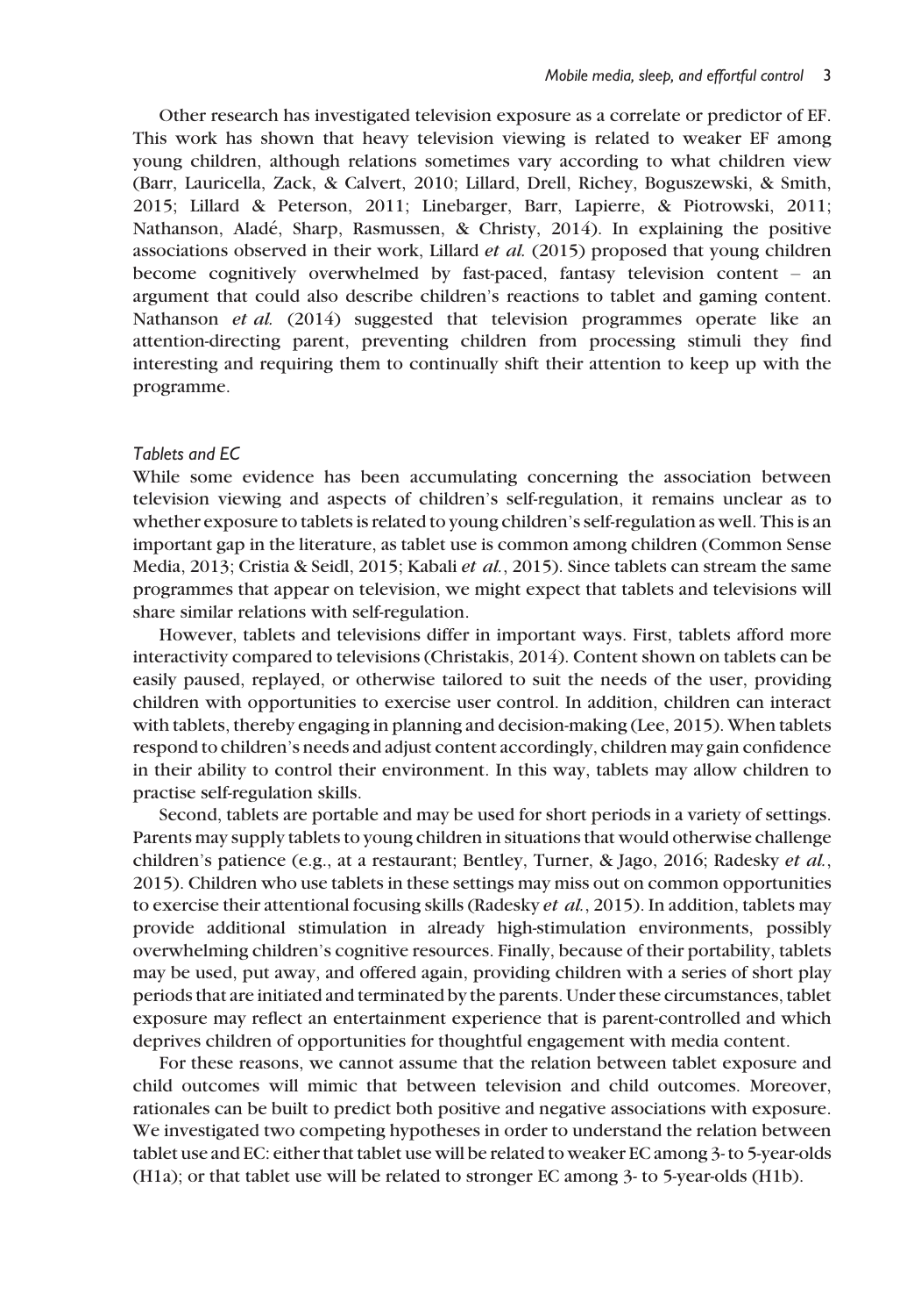Other research has investigated television exposure as a correlate or predictor of EF. This work has shown that heavy television viewing is related to weaker EF among young children, although relations sometimes vary according to what children view (Barr, Lauricella, Zack, & Calvert, 2010; Lillard, Drell, Richey, Boguszewski, & Smith, 2015; Lillard & Peterson, 2011; Linebarger, Barr, Lapierre, & Piotrowski, 2011; Nathanson, Aladé, Sharp, Rasmussen, & Christy, 2014). In explaining the positive associations observed in their work, Lillard *et al.* (2015) proposed that young children become cognitively overwhelmed by fast-paced, fantasy television content – an argument that could also describe children's reactions to tablet and gaming content. Nathanson *et al.* (2014) suggested that television programmes operate like an attention-directing parent, preventing children from processing stimuli they find interesting and requiring them to continually shift their attention to keep up with the programme.

### *Tablets and EC*

While some evidence has been accumulating concerning the association between television viewing and aspects of children's self-regulation, it remains unclear as to whether exposure to tablets is related to young children's self-regulation as well. This is an important gap in the literature, as tablet use is common among children (Common Sense Media, 2013; Cristia & Seidl, 2015; Kabali *et al.*, 2015). Since tablets can stream the same programmes that appear on television, we might expect that tablets and televisions will share similar relations with self-regulation.

However, tablets and televisions differ in important ways. First, tablets afford more interactivity compared to televisions (Christakis, 2014). Content shown on tablets can be easily paused, replayed, or otherwise tailored to suit the needs of the user, providing children with opportunities to exercise user control. In addition, children can interact with tablets, thereby engaging in planning and decision-making (Lee, 2015). When tablets respond to children's needs and adjust content accordingly, children may gain confidence in their ability to control their environment. In this way, tablets may allow children to practise self-regulation skills.

Second, tablets are portable and may be used for short periods in a variety of settings. Parents may supply tablets to young children in situations that would otherwise challenge children's patience (e.g., at a restaurant; Bentley, Turner, & Jago, 2016; Radesky *et al.*, 2015). Children who use tablets in these settings may miss out on common opportunities to exercise their attentional focusing skills (Radesky *et al.*, 2015). In addition, tablets may provide additional stimulation in already high-stimulation environments, possibly overwhelming children's cognitive resources. Finally, because of their portability, tablets may be used, put away, and offered again, providing children with a series of short play periods that are initiated and terminated by the parents. Under these circumstances, tablet exposure may reflect an entertainment experience that is parent-controlled and which deprives children of opportunities for thoughtful engagement with media content.

For these reasons, we cannot assume that the relation between tablet exposure and child outcomes will mimic that between television and child outcomes. Moreover, rationales can be built to predict both positive and negative associations with exposure. We investigated two competing hypotheses in order to understand the relation between tablet use and EC: either that tablet use will be related to weaker EC among 3- to 5-year-olds (H1a); or that tablet use will be related to stronger EC among 3- to 5-year-olds (H1b).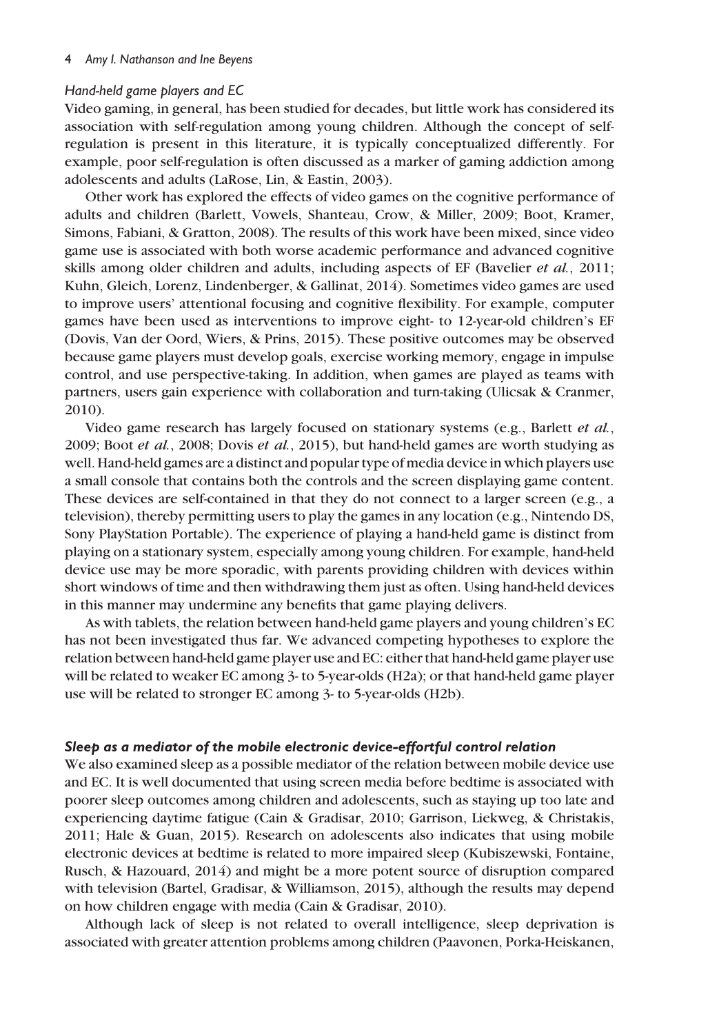#### *Hand-held game players and EC*

Video gaming, in general, has been studied for decades, but little work has considered its association with self-regulation among young children. Although the concept of self-regulation is present in this literature, it is typically conceptualized differently. For example, poor self-regulation is often discussed as a marker of gaming addiction among adolescents and adults (LaRose, Lin, & Eastin, 2003).

Other work has explored the effects of video games on the cognitive performance of adults and children (Barlett, Vowels, Shanteau, Crow, & Miller, 2009; Boot, Kramer, Simons, Fabiani, & Gratton, 2008). The results of this work have been mixed, since video game use is associated with both worse academic performance and advanced cognitive skills among older children and adults, including aspects of EF (Bavelier *et al.*, 2011; Kuhn, Gleich, Lorenz, Lindenberger, & Gallinat, 2014). Sometimes video games are used to improve users' attentional focusing and cognitive flexibility. For example, computer games have been used as interventions to improve eight- to 12-year-old children's EF (Dovis, Van der Oord, Wiers, & Prins, 2015). These positive outcomes may be observed because game players must develop goals, exercise working memory, engage in impulse control, and use perspective-taking. In addition, when games are played as teams with partners, users gain experience with collaboration and turn-taking (Ulicsak & Cranmer, 2010).

Video game research has largely focused on stationary systems (e.g., Barlett *et al.*, 2009; Boot *et al.*, 2008; Dovis *et al.*, 2015), but hand-held games are worth studying as well. Hand-held games are a distinct and popular type of media device in which players use a small console that contains both the controls and the screen displaying game content. These devices are self-contained in that they do not connect to a larger screen (e.g., a television), thereby permitting users to play the games in any location (e.g., Nintendo DS, Sony PlayStation Portable). The experience of playing a hand-held game is distinct from playing on a stationary system, especially among young children. For example, hand-held device use may be more sporadic, with parents providing children with devices within short windows of time and then withdrawing them just as often. Using hand-held devices in this manner may undermine any benefits that game playing delivers.

As with tablets, the relation between hand-held game players and young children's EC has not been investigated thus far. We advanced competing hypotheses to explore the relation between hand-held game player use and EC: either that hand-held game player use will be related to weaker EC among 3- to 5-year-olds (H2a); or that hand-held game player use will be related to stronger EC among 3- to 5-year-olds (H2b).

### ***Sleep as a mediator of the mobile electronic device-effortful control relation***

We also examined sleep as a possible mediator of the relation between mobile device use and EC. It is well documented that using screen media before bedtime is associated with poorer sleep outcomes among children and adolescents, such as staying up too late and experiencing daytime fatigue (Cain & Gradisar, 2010; Garrison, Liekweg, & Christakis, 2011; Hale & Guan, 2015). Research on adolescents also indicates that using mobile electronic devices at bedtime is related to more impaired sleep (Kubiszewski, Fontaine, Rusch, & Hazouard, 2014) and might be a more potent source of disruption compared with television (Bartel, Gradisar, & Williamson, 2015), although the results may depend on how children engage with media (Cain & Gradisar, 2010).

Although lack of sleep is not related to overall intelligence, sleep deprivation is associated with greater attention problems among children (Paavonen, Porka-Heiskanen,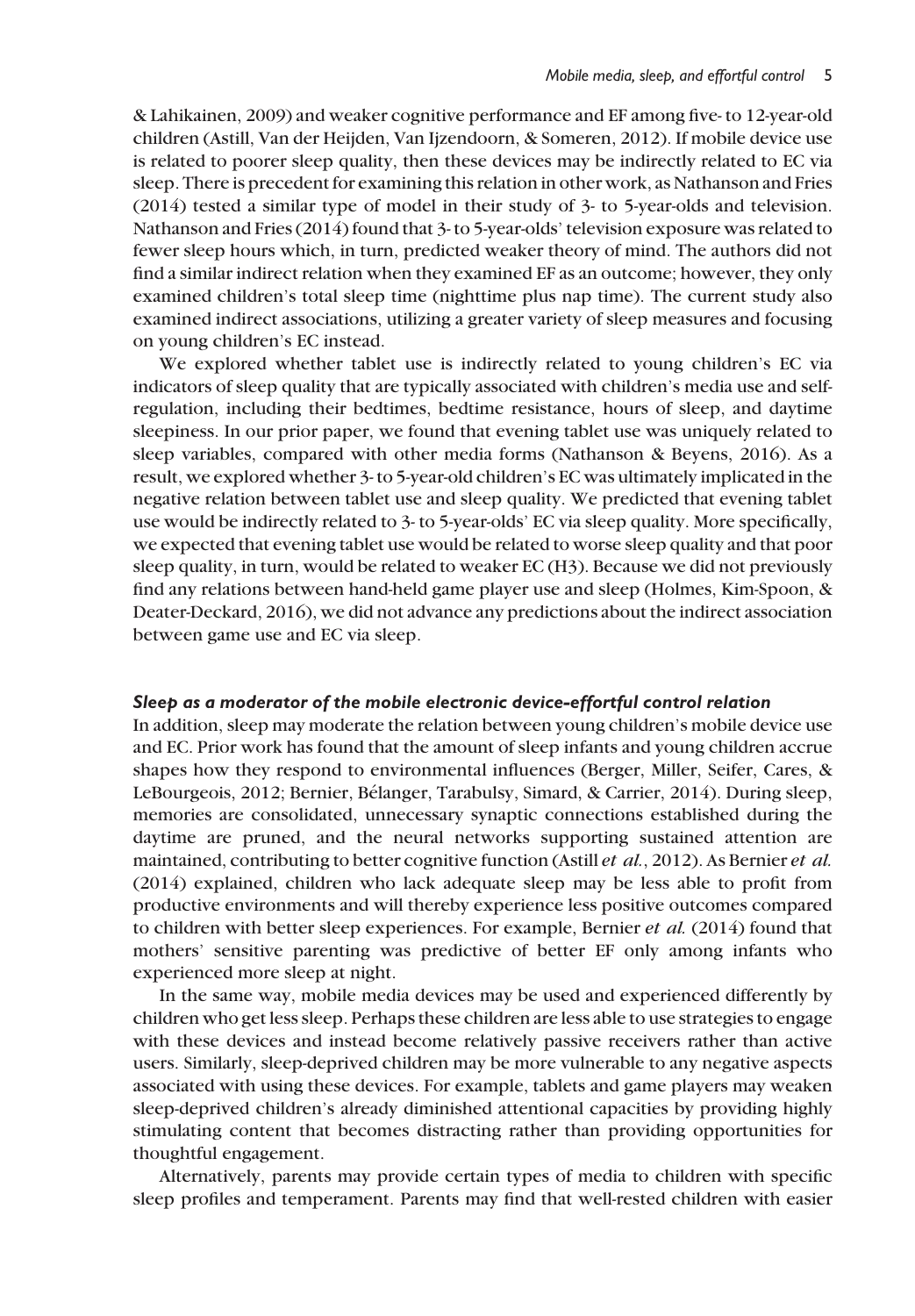& Lahikainen, 2009) and weaker cognitive performance and EF among five- to 12-year-old children (Astill, Van der Heijden, Van Ijzendoorn, & Someren, 2012). If mobile device use is related to poorer sleep quality, then these devices may be indirectly related to EC via sleep. There is precedent for examining this relation in other work, as Nathanson and Fries (2014) tested a similar type of model in their study of 3- to 5-year-olds and television. Nathanson and Fries (2014) found that 3- to 5-year-olds' television exposure was related to fewer sleep hours which, in turn, predicted weaker theory of mind. The authors did not find a similar indirect relation when they examined EF as an outcome; however, they only examined children's total sleep time (nighttime plus nap time). The current study also examined indirect associations, utilizing a greater variety of sleep measures and focusing on young children's EC instead.

We explored whether tablet use is indirectly related to young children's EC via indicators of sleep quality that are typically associated with children's media use and self-regulation, including their bedtimes, bedtime resistance, hours of sleep, and daytime sleepiness. In our prior paper, we found that evening tablet use was uniquely related to sleep variables, compared with other media forms (Nathanson & Beyens, 2016). As a result, we explored whether 3- to 5-year-old children's EC was ultimately implicated in the negative relation between tablet use and sleep quality. We predicted that evening tablet use would be indirectly related to 3- to 5-year-olds' EC via sleep quality. More specifically, we expected that evening tablet use would be related to worse sleep quality and that poor sleep quality, in turn, would be related to weaker EC (H3). Because we did not previously find any relations between hand-held game player use and sleep (Holmes, Kim-Spoon, & Deater-Deckard, 2016), we did not advance any predictions about the indirect association between game use and EC via sleep.

### *Sleep as a moderator of the mobile electronic device-effortful control relation*

In addition, sleep may moderate the relation between young children's mobile device use and EC. Prior work has found that the amount of sleep infants and young children accrue shapes how they respond to environmental influences (Berger, Miller, Seifer, Cares, & LeBourgeois, 2012; Bernier, Bélanger, Tarabulsy, Simard, & Carrier, 2014). During sleep, memories are consolidated, unnecessary synaptic connections established during the daytime are pruned, and the neural networks supporting sustained attention are maintained, contributing to better cognitive function (Astill *et al.*, 2012). As Bernier *et al.* (2014) explained, children who lack adequate sleep may be less able to profit from productive environments and will thereby experience less positive outcomes compared to children with better sleep experiences. For example, Bernier *et al.* (2014) found that mothers' sensitive parenting was predictive of better EF only among infants who experienced more sleep at night.

In the same way, mobile media devices may be used and experienced differently by children who get less sleep. Perhaps these children are less able to use strategies to engage with these devices and instead become relatively passive receivers rather than active users. Similarly, sleep-deprived children may be more vulnerable to any negative aspects associated with using these devices. For example, tablets and game players may weaken sleep-deprived children's already diminished attentional capacities by providing highly stimulating content that becomes distracting rather than providing opportunities for thoughtful engagement.

Alternatively, parents may provide certain types of media to children with specific sleep profiles and temperament. Parents may find that well-rested children with easier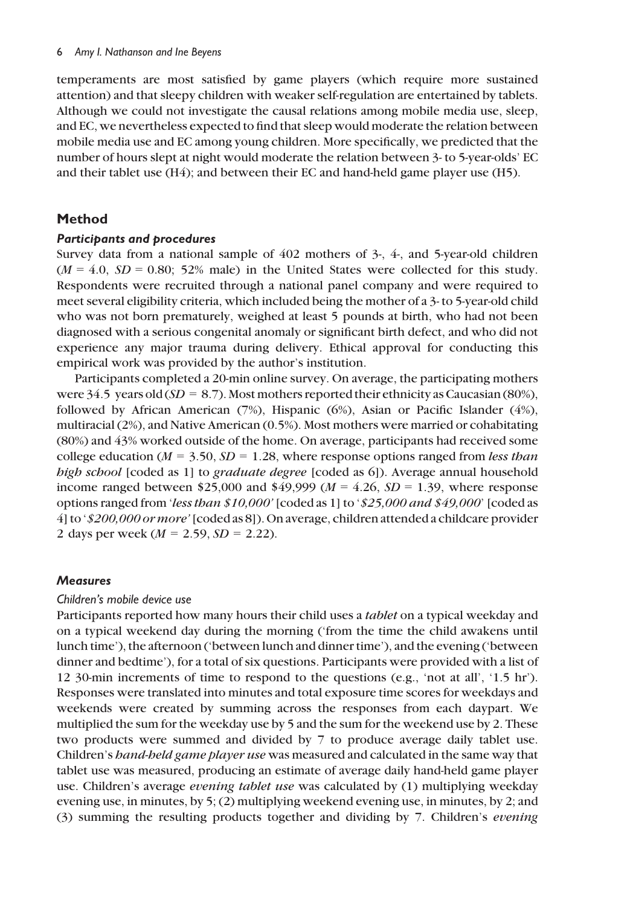temperaments are most satisfied by game players (which require more sustained attention) and that sleepy children with weaker self-regulation are entertained by tablets. Although we could not investigate the causal relations among mobile media use, sleep, and EC, we nevertheless expected to find that sleep would moderate the relation between mobile media use and EC among young children. More specifically, we predicted that the number of hours slept at night would moderate the relation between 3- to 5-year-olds' EC and their tablet use (H4); and between their EC and hand-held game player use (H5).

## Method

### *Participants and procedures*

Survey data from a national sample of 402 mothers of 3-, 4-, and 5-year-old children ($M$ = 4.0, $SD$ = 0.80; 52% male) in the United States were collected for this study. Respondents were recruited through a national panel company and were required to meet several eligibility criteria, which included being the mother of a 3- to 5-year-old child who was not born prematurely, weighed at least 5 pounds at birth, who had not been diagnosed with a serious congenital anomaly or significant birth defect, and who did not experience any major trauma during delivery. Ethical approval for conducting this empirical work was provided by the author's institution.

Participants completed a 20-min online survey. On average, the participating mothers were 34.5 years old ($SD$ = 8.7). Most mothers reported their ethnicity as Caucasian (80%), followed by African American (7%), Hispanic (6%), Asian or Pacific Islander (4%), multiracial (2%), and Native American (0.5%). Most mothers were married or cohabitating (80%) and 43% worked outside of the home. On average, participants had received some college education ($M$ = 3.50, $SD$ = 1.28, where response options ranged from *less than high school* [coded as 1] to *graduate degree* [coded as 6]). Average annual household income ranged between \$25,000 and \$49,999 ($M$ = 4.26, $SD$ = 1.39, where response options ranged from '*less than \$10,000*' [coded as 1] to '*\$25,000 and \$49,000*' [coded as 4] to '*\$200,000 or more*' [coded as 8]). On average, children attended a childcare provider 2 days per week ($M$ = 2.59, $SD$ = 2.22).

### *Measures*

#### Children's mobile device use

Participants reported how many hours their child uses a *tablet* on a typical weekday and on a typical weekend day during the morning ('from the time the child awakens until lunch time'), the afternoon ('between lunch and dinner time'), and the evening ('between dinner and bedtime'), for a total of six questions. Participants were provided with a list of 12 30-min increments of time to respond to the questions (e.g., 'not at all', '1.5 hr'). Responses were translated into minutes and total exposure time scores for weekdays and weekends were created by summing across the responses from each daypart. We multiplied the sum for the weekday use by 5 and the sum for the weekend use by 2. These two products were summed and divided by 7 to produce average daily tablet use. Children's *hand-held game player use* was measured and calculated in the same way that tablet use was measured, producing an estimate of average daily hand-held game player use. Children's average *evening tablet use* was calculated by (1) multiplying weekday evening use, in minutes, by 5; (2) multiplying weekend evening use, in minutes, by 2; and (3) summing the resulting products together and dividing by 7. Children's *evening*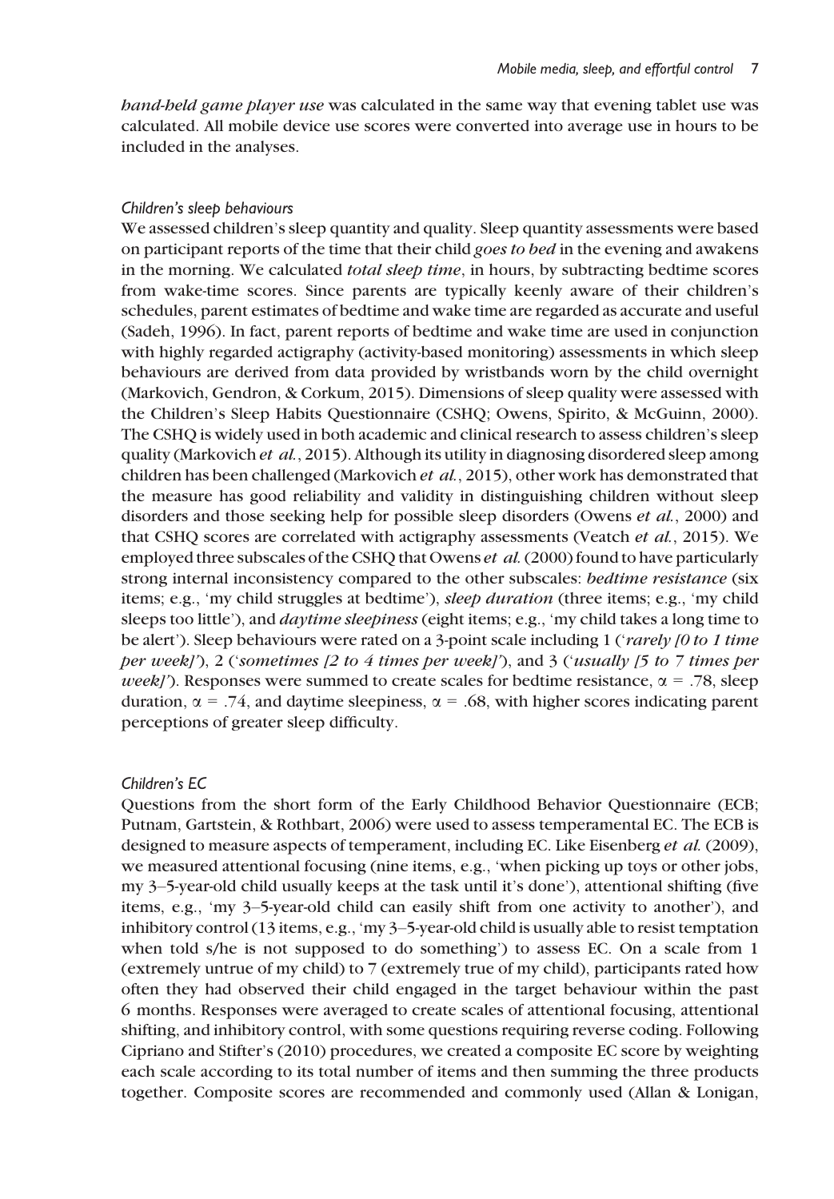*hand-held game player use* was calculated in the same way that evening tablet use was calculated. All mobile device use scores were converted into average use in hours to be included in the analyses.

### *Children's sleep behaviours*

We assessed children's sleep quantity and quality. Sleep quantity assessments were based on participant reports of the time that their child *goes to bed* in the evening and awakens in the morning. We calculated *total sleep time*, in hours, by subtracting bedtime scores from wake-time scores. Since parents are typically keenly aware of their children's schedules, parent estimates of bedtime and wake time are regarded as accurate and useful (Sadeh, 1996). In fact, parent reports of bedtime and wake time are used in conjunction with highly regarded actigraphy (activity-based monitoring) assessments in which sleep behaviours are derived from data provided by wristbands worn by the child overnight (Markovich, Gendron, & Corkum, 2015). Dimensions of sleep quality were assessed with the Children's Sleep Habits Questionnaire (CSHQ; Owens, Spirito, & McGuinn, 2000). The CSHQ is widely used in both academic and clinical research to assess children's sleep quality (Markovich *et al.*, 2015). Although its utility in diagnosing disordered sleep among children has been challenged (Markovich *et al.*, 2015), other work has demonstrated that the measure has good reliability and validity in distinguishing children without sleep disorders and those seeking help for possible sleep disorders (Owens *et al.*, 2000) and that CSHQ scores are correlated with actigraphy assessments (Veatch *et al.*, 2015). We employed three subscales of the CSHQ that Owens *et al.* (2000) found to have particularly strong internal inconsistency compared to the other subscales: *bedtime resistance* (six items; e.g., 'my child struggles at bedtime'), *sleep duration* (three items; e.g., 'my child sleeps too little'), and *daytime sleepiness* (eight items; e.g., 'my child takes a long time to be alert'). Sleep behaviours were rated on a 3-point scale including 1 ('*rarely [0 to 1 time per week]*'), 2 ('*sometimes [2 to 4 times per week]*'), and 3 ('*usually [5 to 7 times per week]*'). Responses were summed to create scales for bedtime resistance, $\alpha = .78$, sleep duration, $\alpha = .74$, and daytime sleepiness, $\alpha = .68$, with higher scores indicating parent perceptions of greater sleep difficulty.

### *Children's EC*

Questions from the short form of the Early Childhood Behavior Questionnaire (ECB; Putnam, Gartstein, & Rothbart, 2006) were used to assess temperamental EC. The ECB is designed to measure aspects of temperament, including EC. Like Eisenberg *et al.* (2009), we measured attentional focusing (nine items, e.g., 'when picking up toys or other jobs, my 3–5-year-old child usually keeps at the task until it's done'), attentional shifting (five items, e.g., 'my 3–5-year-old child can easily shift from one activity to another'), and inhibitory control (13 items, e.g., 'my 3–5-year-old child is usually able to resist temptation when told s/he is not supposed to do something') to assess EC. On a scale from 1 (extremely untrue of my child) to 7 (extremely true of my child), participants rated how often they had observed their child engaged in the target behaviour within the past 6 months. Responses were averaged to create scales of attentional focusing, attentional shifting, and inhibitory control, with some questions requiring reverse coding. Following Cipriano and Stifter's (2010) procedures, we created a composite EC score by weighting each scale according to its total number of items and then summing the three products together. Composite scores are recommended and commonly used (Allan & Lonigan,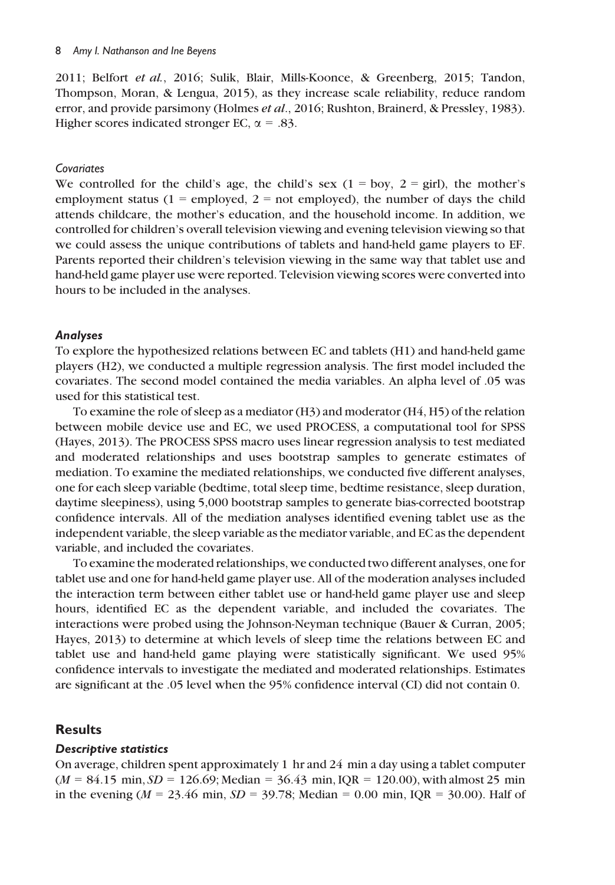2011; Belfort *et al.*, 2016; Sulik, Blair, Mills-Koonce, & Greenberg, 2015; Tandon, Thompson, Moran, & Lengua, 2015), as they increase scale reliability, reduce random error, and provide parsimony (Holmes *et al*., 2016; Rushton, Brainerd, & Pressley, 1983). Higher scores indicated stronger EC, $\alpha$ = .83.

#### *Covariates*

We controlled for the child's age, the child's sex (1 = boy, 2 = girl), the mother's employment status (1 = employed, 2 = not employed), the number of days the child attends childcare, the mother's education, and the household income. In addition, we controlled for children's overall television viewing and evening television viewing so that we could assess the unique contributions of tablets and hand-held game players to EF. Parents reported their children's television viewing in the same way that tablet use and hand-held game player use were reported. Television viewing scores were converted into hours to be included in the analyses.

### *Analyses*

To explore the hypothesized relations between EC and tablets (H1) and hand-held game players (H2), we conducted a multiple regression analysis. The first model included the covariates. The second model contained the media variables. An alpha level of .05 was used for this statistical test.

To examine the role of sleep as a mediator (H3) and moderator (H4, H5) of the relation between mobile device use and EC, we used PROCESS, a computational tool for SPSS (Hayes, 2013). The PROCESS SPSS macro uses linear regression analysis to test mediated and moderated relationships and uses bootstrap samples to generate estimates of mediation. To examine the mediated relationships, we conducted five different analyses, one for each sleep variable (bedtime, total sleep time, bedtime resistance, sleep duration, daytime sleepiness), using 5,000 bootstrap samples to generate bias-corrected bootstrap confidence intervals. All of the mediation analyses identified evening tablet use as the independent variable, the sleep variable as the mediator variable, and EC as the dependent variable, and included the covariates.

To examine the moderated relationships, we conducted two different analyses, one for tablet use and one for hand-held game player use. All of the moderation analyses included the interaction term between either tablet use or hand-held game player use and sleep hours, identified EC as the dependent variable, and included the covariates. The interactions were probed using the Johnson-Neyman technique (Bauer & Curran, 2005; Hayes, 2013) to determine at which levels of sleep time the relations between EC and tablet use and hand-held game playing were statistically significant. We used 95% confidence intervals to investigate the mediated and moderated relationships. Estimates are significant at the .05 level when the 95% confidence interval (CI) did not contain 0.

## Results

### *Descriptive statistics*

On average, children spent approximately 1 hr and 24 min a day using a tablet computer ($M$ = 84.15 min, $SD$ = 126.69; Median = 36.43 min, IQR = 120.00), with almost 25 min in the evening ($M$ = 23.46 min, $SD$ = 39.78; Median = 0.00 min, IQR = 30.00). Half of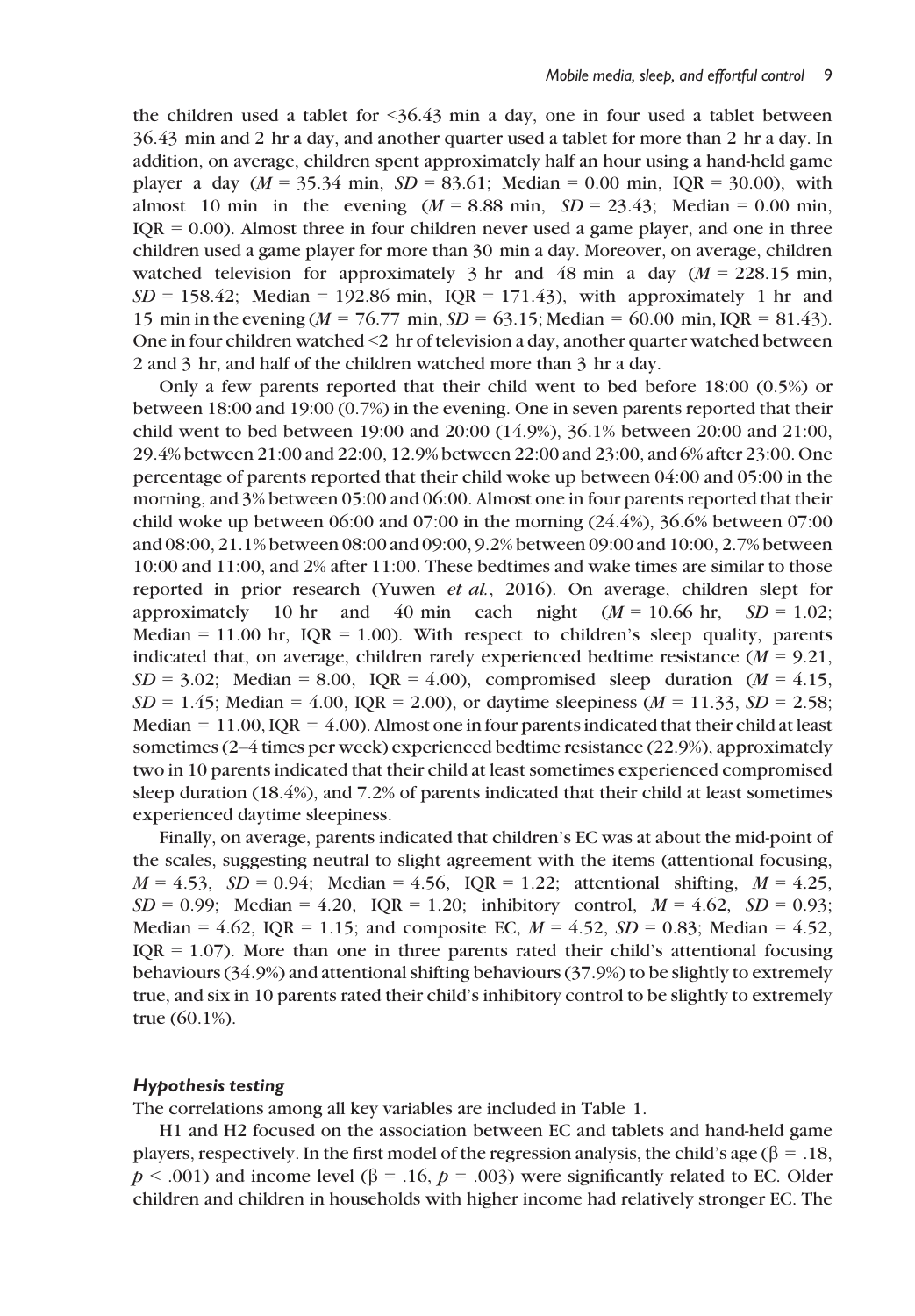the children used a tablet for <36.43 min a day, one in four used a tablet between 36.43 min and 2 hr a day, and another quarter used a tablet for more than 2 hr a day. In addition, on average, children spent approximately half an hour using a hand-held game player a day ($M$ = 35.34 min, $SD$ = 83.61; Median = 0.00 min, IQR = 30.00), with almost 10 min in the evening ($M$ = 8.88 min, $SD$ = 23.43; Median = 0.00 min, IQR = 0.00). Almost three in four children never used a game player, and one in three children used a game player for more than 30 min a day. Moreover, on average, children watched television for approximately 3 hr and 48 min a day ($M$ = 228.15 min, $SD$ = 158.42; Median = 192.86 min, IQR = 171.43), with approximately 1 hr and 15 min in the evening ($M$ = 76.77 min, $SD$ = 63.15; Median = 60.00 min, IQR = 81.43). One in four children watched <2 hr of television a day, another quarter watched between 2 and 3 hr, and half of the children watched more than 3 hr a day.

Only a few parents reported that their child went to bed before 18:00 (0.5%) or between 18:00 and 19:00 (0.7%) in the evening. One in seven parents reported that their child went to bed between 19:00 and 20:00 (14.9%), 36.1% between 20:00 and 21:00, 29.4% between 21:00 and 22:00, 12.9% between 22:00 and 23:00, and 6% after 23:00. One percentage of parents reported that their child woke up between 04:00 and 05:00 in the morning, and 3% between 05:00 and 06:00. Almost one in four parents reported that their child woke up between 06:00 and 07:00 in the morning (24.4%), 36.6% between 07:00 and 08:00, 21.1% between 08:00 and 09:00, 9.2% between 09:00 and 10:00, 2.7% between 10:00 and 11:00, and 2% after 11:00. These bedtimes and wake times are similar to those reported in prior research (Yuwen *et al.*, 2016). On average, children slept for approximately 10 hr and 40 min each night ($M$ = 10.66 hr, $SD$ = 1.02; Median = 11.00 hr, IQR = 1.00). With respect to children's sleep quality, parents indicated that, on average, children rarely experienced bedtime resistance ($M$ = 9.21, $SD$ = 3.02; Median = 8.00, IQR = 4.00), compromised sleep duration ($M$ = 4.15, $SD$ = 1.45; Median = 4.00, IQR = 2.00), or daytime sleepiness ($M$ = 11.33, $SD$ = 2.58; Median = 11.00, IQR = 4.00). Almost one in four parents indicated that their child at least sometimes (2–4 times per week) experienced bedtime resistance (22.9%), approximately two in 10 parents indicated that their child at least sometimes experienced compromised sleep duration (18.4%), and 7.2% of parents indicated that their child at least sometimes experienced daytime sleepiness.

Finally, on average, parents indicated that children's EC was at about the mid-point of the scales, suggesting neutral to slight agreement with the items (attentional focusing, $M$ = 4.53, $SD$ = 0.94; Median = 4.56, IQR = 1.22; attentional shifting, $M$ = 4.25, $SD$ = 0.99; Median = 4.20, IQR = 1.20; inhibitory control, $M$ = 4.62, $SD$ = 0.93; Median = 4.62, IQR = 1.15; and composite EC, $M$ = 4.52, $SD$ = 0.83; Median = 4.52, IQR = 1.07). More than one in three parents rated their child's attentional focusing behaviours (34.9%) and attentional shifting behaviours (37.9%) to be slightly to extremely true, and six in 10 parents rated their child's inhibitory control to be slightly to extremely true (60.1%).

### *Hypothesis testing*

The correlations among all key variables are included in Table 1.

H1 and H2 focused on the association between EC and tablets and hand-held game players, respectively. In the first model of the regression analysis, the child's age ($\beta$ = .18, $p$ < .001) and income level ($\beta$ = .16, $p$ = .003) were significantly related to EC. Older children and children in households with higher income had relatively stronger EC. The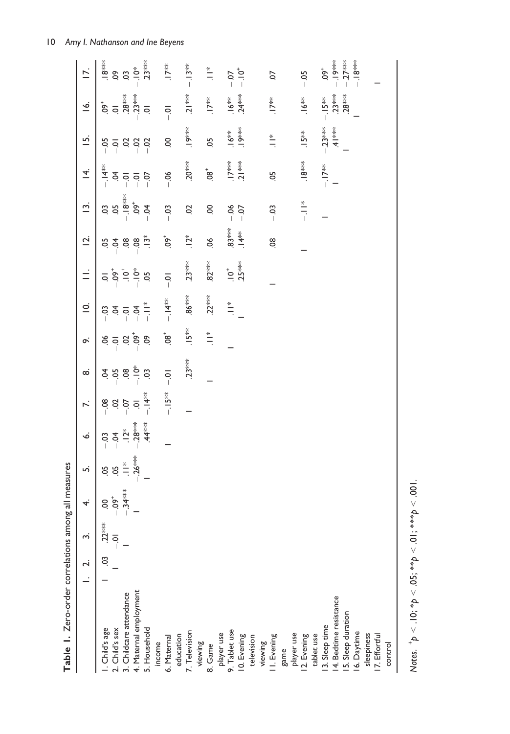**Table 1.** Zero-order correlations among all measures

| | 1. | 2. | 3. | 4. | 5. | 6. | 7. | 8. | 9. | 10. | 11. | 12. | 13. | 14. | 15. | 16. | 17. |
|---|---|---|---|---|---|---|---|---|---|---|---|---|---|---|---|---|---|
| 1. Child's age | — | .03 | .22*** | .00 | .05 | −.03 | −.08 | .04 | .06 | −.03 | .01 | .05 | .03 | −.14** | −.05 | .09$^{+}$ | .18*** |
| 2. Child's sex | | — | −.01 | −.09$^{+}$ | .05 | −.04 | .02 | −.05 | −.01 | .04 | −.09$^{+}$ | −.04 | .05 | .04 | −.01 | .01 | .09 |
| 3. Childcare attendance | | | — | −.34*** | .11* | .12* | −.07 | .08 | .02 | −.01 | .10$^{+}$ | .08 | −.18*** | −.01 | .02 | .28*** | .03 |
| 4. Maternal employment | | | | — | −.26*** | −.28*** | .01 | −.10* | −.09$^{+}$ | −.04 | −.10* | −.08 | .09$^{+}$ | −.01 | −.02 | −.23*** | −.10* |
| 5. Household income | | | | | — | .44*** | −.14** | .03 | .09 | −.11* | .05 | .13* | −.04 | −.07 | −.02 | .01 | .23*** |
| 6. Maternal education | | | | | | — | −.15** | −.01 | .08$^{+}$ | −.14** | −.01 | .09$^{+}$ | −.03 | −.06 | .00 | −.01 | .17** |
| 7. Television viewing | | | | | | | — | .23*** | .15** | .86*** | .23*** | .12* | .02 | .20*** | .19*** | .21*** | −.13** |
| 8. Game player use | | | | | | | | — | .11* | .22*** | .82*** | .06 | .00 | .08$^{+}$ | .05 | .17** | .11* |
| 9. Tablet use | | | | | | | | | — | .11* | .10$^{+}$ | .83*** | −.06 | .17*** | .16** | .16** | −.07 |
| 10. Evening television viewing | | | | | | | | | | — | .25*** | .14** | −.07 | .21*** | .19*** | .24*** | −.10$^{+}$ |
| 11. Evening game player use | | | | | | | | | | | — | .08 | −.03 | .05 | .11* | .17** | .07 |
| 12. Evening tablet use | | | | | | | | | | | | — | −.11* | .18*** | .15** | .16** | −.05 |
| 13. Sleep time | | | | | | | | | | | | | — | −.17** | −.23*** | −.15** | .09$^{+}$ |
| 14. Bedtime resistance | | | | | | | | | | | | | | — | .41*** | .23*** | −.19*** |
| 15. Sleep duration | | | | | | | | | | | | | | | — | .28*** | −.27*** |
| 16. Daytime sleepiness | | | | | | | | | | | | | | | | — | −.18*** |
| 17. Effortful control | | | | | | | | | | | | | | | | | — |

*Notes.* $^{+}p < .10$; $*p < .05$; $**p < .01$; $***p < .001$.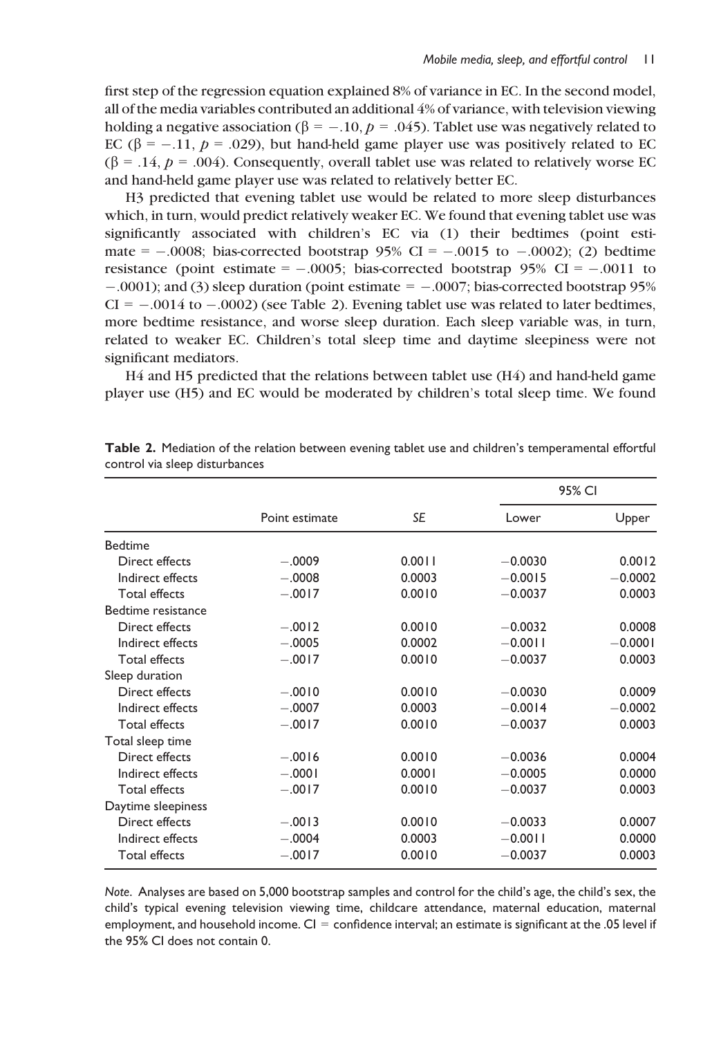first step of the regression equation explained 8% of variance in EC. In the second model, all of the media variables contributed an additional 4% of variance, with television viewing holding a negative association ($\beta = -.10$, $p = .045$). Tablet use was negatively related to EC ($\beta = -.11$, $p = .029$), but hand-held game player use was positively related to EC ($\beta = .14$, $p = .004$). Consequently, overall tablet use was related to relatively worse EC and hand-held game player use was related to relatively better EC.

H3 predicted that evening tablet use would be related to more sleep disturbances which, in turn, would predict relatively weaker EC. We found that evening tablet use was significantly associated with children's EC via (1) their bedtimes (point estimate = −.0008; bias-corrected bootstrap 95% CI = −.0015 to −.0002); (2) bedtime resistance (point estimate = −.0005; bias-corrected bootstrap 95% CI = −.0011 to −.0001); and (3) sleep duration (point estimate = −.0007; bias-corrected bootstrap 95% CI = −.0014 to −.0002) (see Table 2). Evening tablet use was related to later bedtimes, more bedtime resistance, and worse sleep duration. Each sleep variable was, in turn, related to weaker EC. Children's total sleep time and daytime sleepiness were not significant mediators.

H4 and H5 predicted that the relations between tablet use (H4) and hand-held game player use (H5) and EC would be moderated by children's total sleep time. We found

**Table 2.** Mediation of the relation between evening tablet use and children's temperamental effortful control via sleep disturbances

| | Point estimate | *SE* | 95% CI | |
|---|---|---|---|---|
| | | | Lower | Upper |
| Bedtime | | | | |
| Direct effects | −.0009 | 0.0011 | −0.0030 | 0.0012 |
| Indirect effects | −.0008 | 0.0003 | −0.0015 | −0.0002 |
| Total effects | −.0017 | 0.0010 | −0.0037 | 0.0003 |
| Bedtime resistance | | | | |
| Direct effects | −.0012 | 0.0010 | −0.0032 | 0.0008 |
| Indirect effects | −.0005 | 0.0002 | −0.0011 | −0.0001 |
| Total effects | −.0017 | 0.0010 | −0.0037 | 0.0003 |
| Sleep duration | | | | |
| Direct effects | −.0010 | 0.0010 | −0.0030 | 0.0009 |
| Indirect effects | −.0007 | 0.0003 | −0.0014 | −0.0002 |
| Total effects | −.0017 | 0.0010 | −0.0037 | 0.0003 |
| Total sleep time | | | | |
| Direct effects | −.0016 | 0.0010 | −0.0036 | 0.0004 |
| Indirect effects | −.0001 | 0.0001 | −0.0005 | 0.0000 |
| Total effects | −.0017 | 0.0010 | −0.0037 | 0.0003 |
| Daytime sleepiness | | | | |
| Direct effects | −.0013 | 0.0010 | −0.0033 | 0.0007 |
| Indirect effects | −.0004 | 0.0003 | −0.0011 | 0.0000 |
| Total effects | −.0017 | 0.0010 | −0.0037 | 0.0003 |

*Note*. Analyses are based on 5,000 bootstrap samples and control for the child's age, the child's sex, the child's typical evening television viewing time, childcare attendance, maternal education, maternal employment, and household income. CI = confidence interval; an estimate is significant at the .05 level if the 95% CI does not contain 0.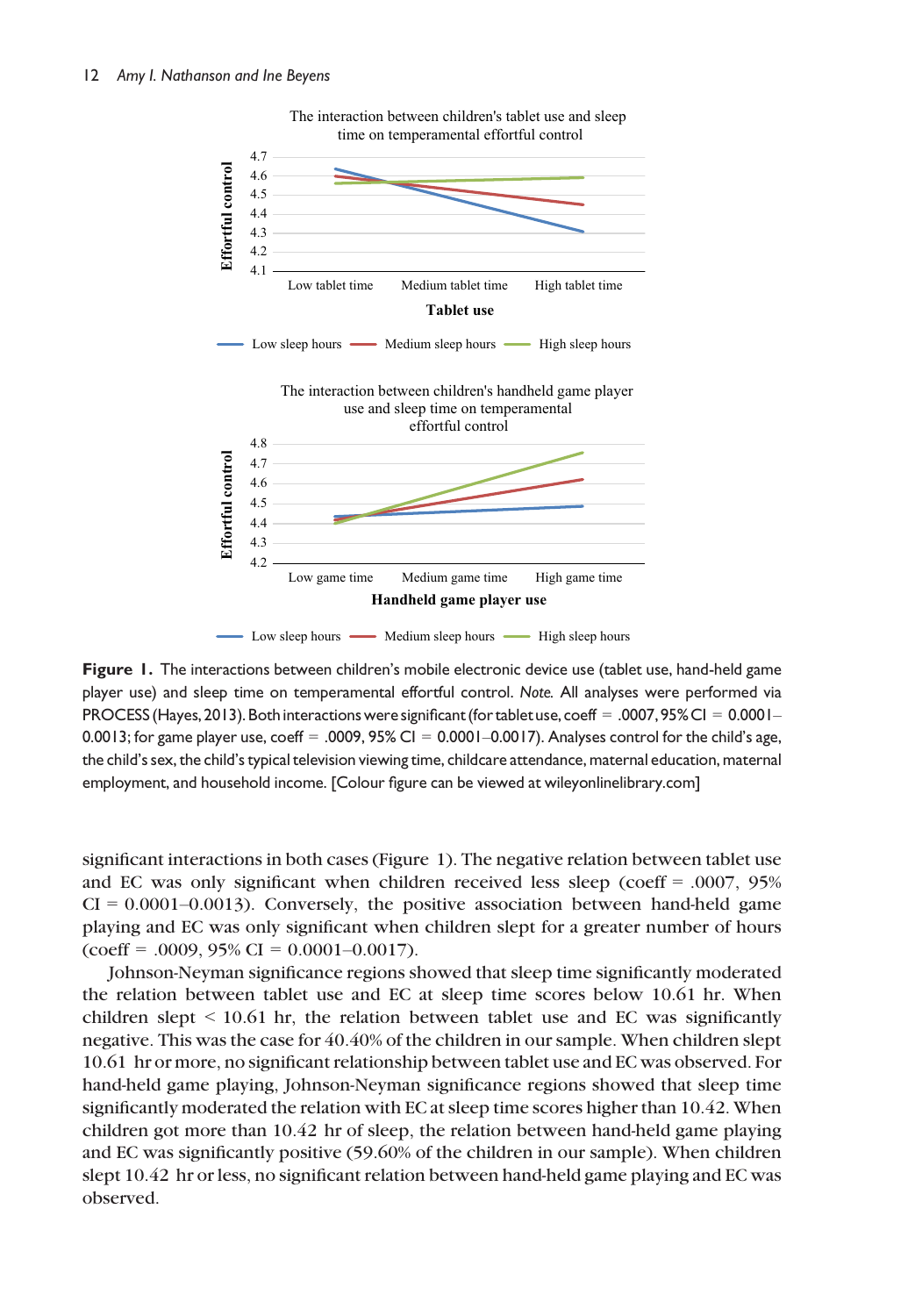The interaction between children's tablet use and sleep time on temperamental effortful control

The interaction between children's handheld game player use and sleep time on temperamental effortful control

**Figure 1.** The interactions between children's mobile electronic device use (tablet use, hand-held game player use) and sleep time on temperamental effortful control. *Note.* All analyses were performed via PROCESS (Hayes, 2013). Both interactions were significant (for tablet use, coeff = .0007, 95% CI = 0.0001–0.0013; for game player use, coeff = .0009, 95% CI = 0.0001–0.0017). Analyses control for the child's age, the child's sex, the child's typical television viewing time, childcare attendance, maternal education, maternal employment, and household income. [Colour figure can be viewed at wileyonlinelibrary.com]

significant interactions in both cases (Figure 1). The negative relation between tablet use and EC was only significant when children received less sleep (coeff = .0007, 95% CI = 0.0001–0.0013). Conversely, the positive association between hand-held game playing and EC was only significant when children slept for a greater number of hours (coeff = .0009, 95% CI = 0.0001–0.0017).

Johnson-Neyman significance regions showed that sleep time significantly moderated the relation between tablet use and EC at sleep time scores below 10.61 hr. When children slept < 10.61 hr, the relation between tablet use and EC was significantly negative. This was the case for 40.40% of the children in our sample. When children slept 10.61 hr or more, no significant relationship between tablet use and EC was observed. For hand-held game playing, Johnson-Neyman significance regions showed that sleep time significantly moderated the relation with EC at sleep time scores higher than 10.42. When children got more than 10.42 hr of sleep, the relation between hand-held game playing and EC was significantly positive (59.60% of the children in our sample). When children slept 10.42 hr or less, no significant relation between hand-held game playing and EC was observed.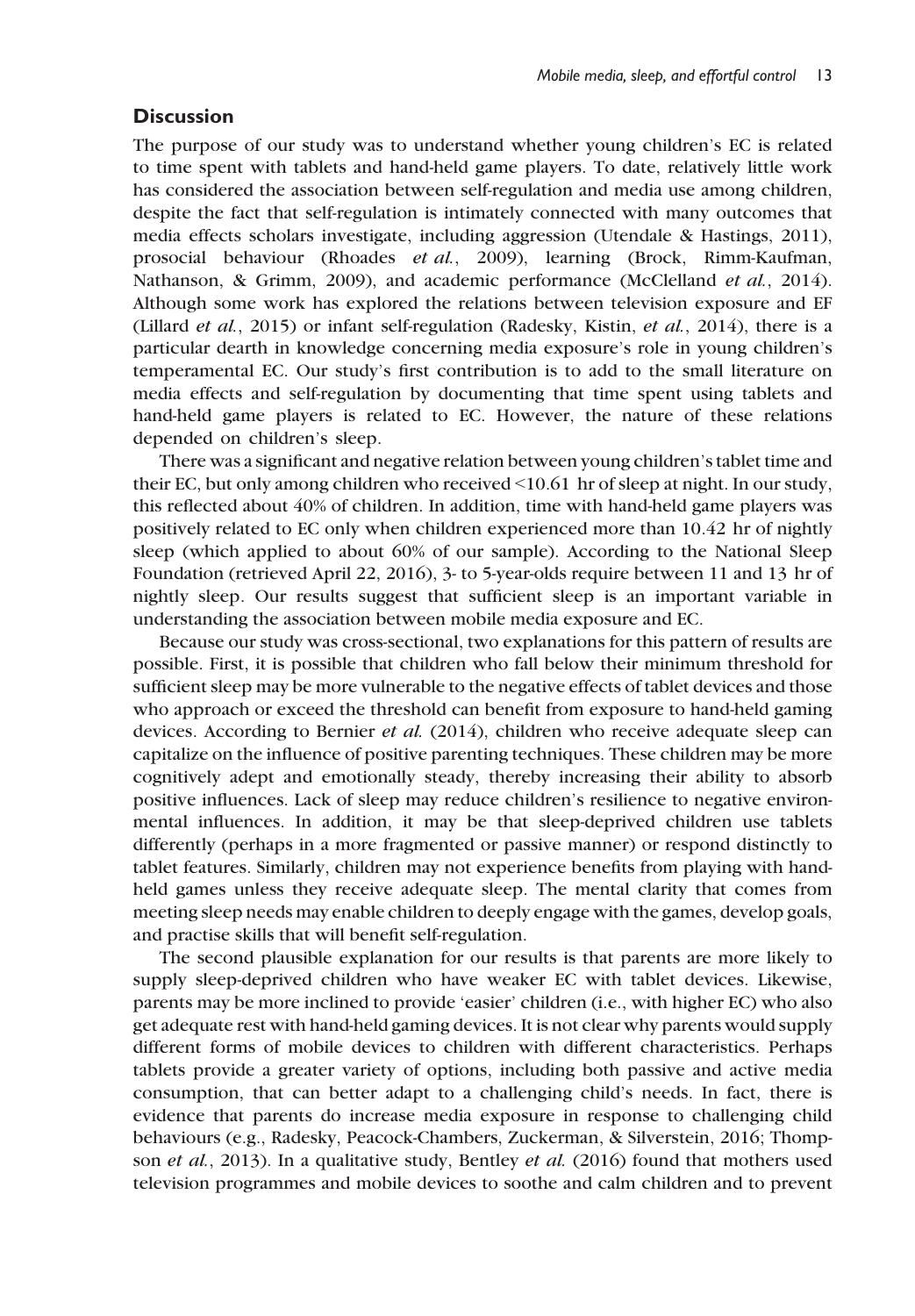## Discussion

The purpose of our study was to understand whether young children's EC is related to time spent with tablets and hand-held game players. To date, relatively little work has considered the association between self-regulation and media use among children, despite the fact that self-regulation is intimately connected with many outcomes that media effects scholars investigate, including aggression (Utendale & Hastings, 2011), prosocial behaviour (Rhoades *et al.*, 2009), learning (Brock, Rimm-Kaufman, Nathanson, & Grimm, 2009), and academic performance (McClelland *et al.*, 2014). Although some work has explored the relations between television exposure and EF (Lillard *et al.*, 2015) or infant self-regulation (Radesky, Kistin, *et al.*, 2014), there is a particular dearth in knowledge concerning media exposure's role in young children's temperamental EC. Our study's first contribution is to add to the small literature on media effects and self-regulation by documenting that time spent using tablets and hand-held game players is related to EC. However, the nature of these relations depended on children's sleep.

There was a significant and negative relation between young children's tablet time and their EC, but only among children who received <10.61 hr of sleep at night. In our study, this reflected about 40% of children. In addition, time with hand-held game players was positively related to EC only when children experienced more than 10.42 hr of nightly sleep (which applied to about 60% of our sample). According to the National Sleep Foundation (retrieved April 22, 2016), 3- to 5-year-olds require between 11 and 13 hr of nightly sleep. Our results suggest that sufficient sleep is an important variable in understanding the association between mobile media exposure and EC.

Because our study was cross-sectional, two explanations for this pattern of results are possible. First, it is possible that children who fall below their minimum threshold for sufficient sleep may be more vulnerable to the negative effects of tablet devices and those who approach or exceed the threshold can benefit from exposure to hand-held gaming devices. According to Bernier *et al.* (2014), children who receive adequate sleep can capitalize on the influence of positive parenting techniques. These children may be more cognitively adept and emotionally steady, thereby increasing their ability to absorb positive influences. Lack of sleep may reduce children's resilience to negative environmental influences. In addition, it may be that sleep-deprived children use tablets differently (perhaps in a more fragmented or passive manner) or respond distinctly to tablet features. Similarly, children may not experience benefits from playing with hand-held games unless they receive adequate sleep. The mental clarity that comes from meeting sleep needs may enable children to deeply engage with the games, develop goals, and practise skills that will benefit self-regulation.

The second plausible explanation for our results is that parents are more likely to supply sleep-deprived children who have weaker EC with tablet devices. Likewise, parents may be more inclined to provide 'easier' children (i.e., with higher EC) who also get adequate rest with hand-held gaming devices. It is not clear why parents would supply different forms of mobile devices to children with different characteristics. Perhaps tablets provide a greater variety of options, including both passive and active media consumption, that can better adapt to a challenging child's needs. In fact, there is evidence that parents do increase media exposure in response to challenging child behaviours (e.g., Radesky, Peacock-Chambers, Zuckerman, & Silverstein, 2016; Thompson *et al.*, 2013). In a qualitative study, Bentley *et al.* (2016) found that mothers used television programmes and mobile devices to soothe and calm children and to prevent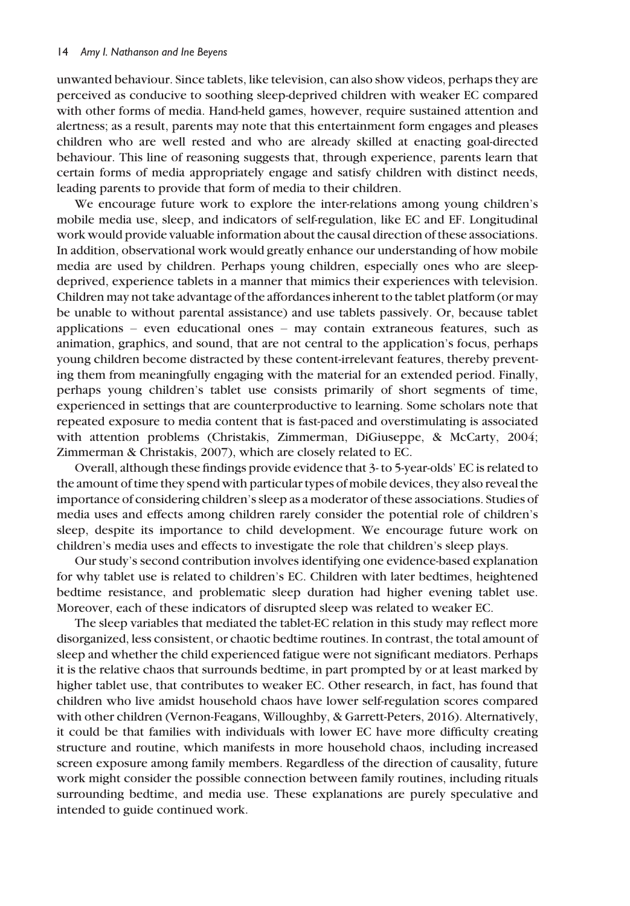unwanted behaviour. Since tablets, like television, can also show videos, perhaps they are perceived as conducive to soothing sleep-deprived children with weaker EC compared with other forms of media. Hand-held games, however, require sustained attention and alertness; as a result, parents may note that this entertainment form engages and pleases children who are well rested and who are already skilled at enacting goal-directed behaviour. This line of reasoning suggests that, through experience, parents learn that certain forms of media appropriately engage and satisfy children with distinct needs, leading parents to provide that form of media to their children.

We encourage future work to explore the inter-relations among young children's mobile media use, sleep, and indicators of self-regulation, like EC and EF. Longitudinal work would provide valuable information about the causal direction of these associations. In addition, observational work would greatly enhance our understanding of how mobile media are used by children. Perhaps young children, especially ones who are sleep-deprived, experience tablets in a manner that mimics their experiences with television. Children may not take advantage of the affordances inherent to the tablet platform (or may be unable to without parental assistance) and use tablets passively. Or, because tablet applications – even educational ones – may contain extraneous features, such as animation, graphics, and sound, that are not central to the application's focus, perhaps young children become distracted by these content-irrelevant features, thereby preventing them from meaningfully engaging with the material for an extended period. Finally, perhaps young children's tablet use consists primarily of short segments of time, experienced in settings that are counterproductive to learning. Some scholars note that repeated exposure to media content that is fast-paced and overstimulating is associated with attention problems (Christakis, Zimmerman, DiGiuseppe, & McCarty, 2004; Zimmerman & Christakis, 2007), which are closely related to EC.

Overall, although these findings provide evidence that 3- to 5-year-olds' EC is related to the amount of time they spend with particular types of mobile devices, they also reveal the importance of considering children's sleep as a moderator of these associations. Studies of media uses and effects among children rarely consider the potential role of children's sleep, despite its importance to child development. We encourage future work on children's media uses and effects to investigate the role that children's sleep plays.

Our study's second contribution involves identifying one evidence-based explanation for why tablet use is related to children's EC. Children with later bedtimes, heightened bedtime resistance, and problematic sleep duration had higher evening tablet use. Moreover, each of these indicators of disrupted sleep was related to weaker EC.

The sleep variables that mediated the tablet-EC relation in this study may reflect more disorganized, less consistent, or chaotic bedtime routines. In contrast, the total amount of sleep and whether the child experienced fatigue were not significant mediators. Perhaps it is the relative chaos that surrounds bedtime, in part prompted by or at least marked by higher tablet use, that contributes to weaker EC. Other research, in fact, has found that children who live amidst household chaos have lower self-regulation scores compared with other children (Vernon-Feagans, Willoughby, & Garrett-Peters, 2016). Alternatively, it could be that families with individuals with lower EC have more difficulty creating structure and routine, which manifests in more household chaos, including increased screen exposure among family members. Regardless of the direction of causality, future work might consider the possible connection between family routines, including rituals surrounding bedtime, and media use. These explanations are purely speculative and intended to guide continued work.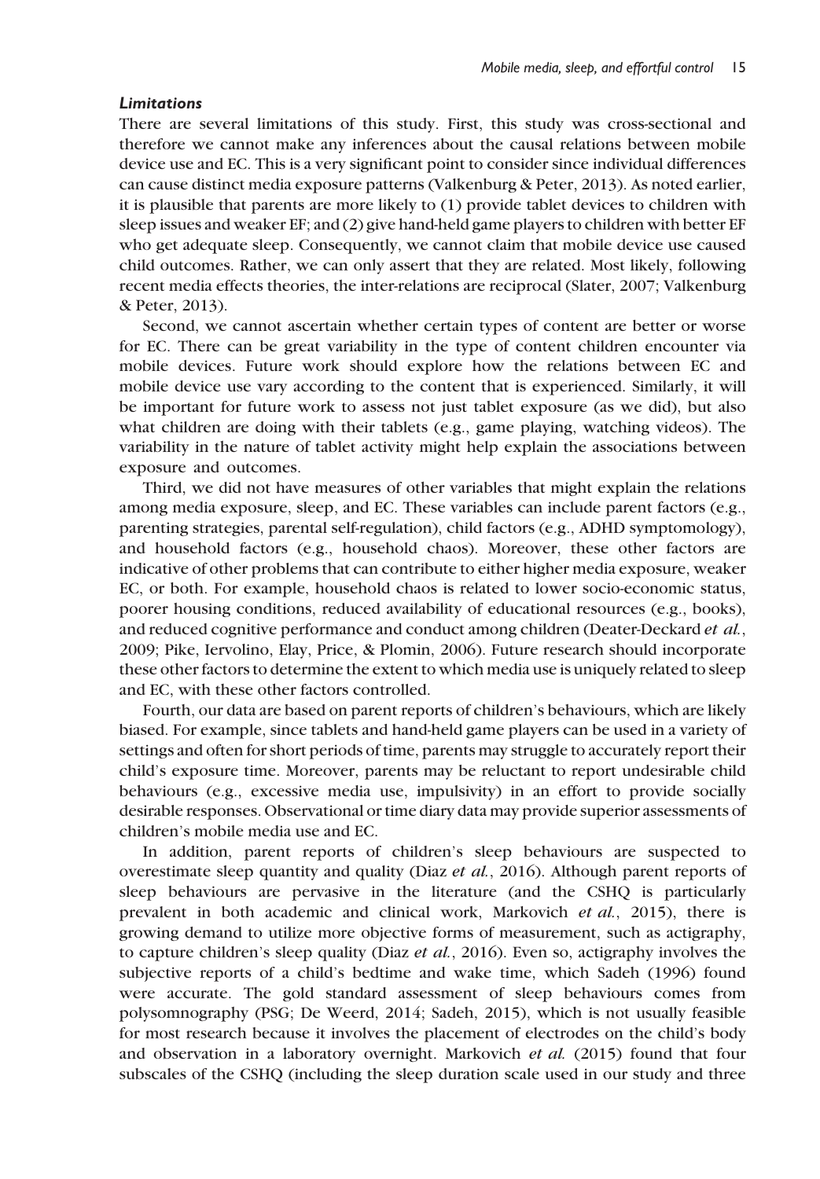### *Limitations*

There are several limitations of this study. First, this study was cross-sectional and therefore we cannot make any inferences about the causal relations between mobile device use and EC. This is a very significant point to consider since individual differences can cause distinct media exposure patterns (Valkenburg & Peter, 2013). As noted earlier, it is plausible that parents are more likely to (1) provide tablet devices to children with sleep issues and weaker EF; and (2) give hand-held game players to children with better EF who get adequate sleep. Consequently, we cannot claim that mobile device use caused child outcomes. Rather, we can only assert that they are related. Most likely, following recent media effects theories, the inter-relations are reciprocal (Slater, 2007; Valkenburg & Peter, 2013).

Second, we cannot ascertain whether certain types of content are better or worse for EC. There can be great variability in the type of content children encounter via mobile devices. Future work should explore how the relations between EC and mobile device use vary according to the content that is experienced. Similarly, it will be important for future work to assess not just tablet exposure (as we did), but also what children are doing with their tablets (e.g., game playing, watching videos). The variability in the nature of tablet activity might help explain the associations between exposure and outcomes.

Third, we did not have measures of other variables that might explain the relations among media exposure, sleep, and EC. These variables can include parent factors (e.g., parenting strategies, parental self-regulation), child factors (e.g., ADHD symptomology), and household factors (e.g., household chaos). Moreover, these other factors are indicative of other problems that can contribute to either higher media exposure, weaker EC, or both. For example, household chaos is related to lower socio-economic status, poorer housing conditions, reduced availability of educational resources (e.g., books), and reduced cognitive performance and conduct among children (Deater-Deckard *et al.*, 2009; Pike, Iervolino, Elay, Price, & Plomin, 2006). Future research should incorporate these other factors to determine the extent to which media use is uniquely related to sleep and EC, with these other factors controlled.

Fourth, our data are based on parent reports of children's behaviours, which are likely biased. For example, since tablets and hand-held game players can be used in a variety of settings and often for short periods of time, parents may struggle to accurately report their child's exposure time. Moreover, parents may be reluctant to report undesirable child behaviours (e.g., excessive media use, impulsivity) in an effort to provide socially desirable responses. Observational or time diary data may provide superior assessments of children's mobile media use and EC.

In addition, parent reports of children's sleep behaviours are suspected to overestimate sleep quantity and quality (Diaz *et al.*, 2016). Although parent reports of sleep behaviours are pervasive in the literature (and the CSHQ is particularly prevalent in both academic and clinical work, Markovich *et al.*, 2015), there is growing demand to utilize more objective forms of measurement, such as actigraphy, to capture children's sleep quality (Diaz *et al.*, 2016). Even so, actigraphy involves the subjective reports of a child's bedtime and wake time, which Sadeh (1996) found were accurate. The gold standard assessment of sleep behaviours comes from polysomnography (PSG; De Weerd, 2014; Sadeh, 2015), which is not usually feasible for most research because it involves the placement of electrodes on the child's body and observation in a laboratory overnight. Markovich *et al.* (2015) found that four subscales of the CSHQ (including the sleep duration scale used in our study and three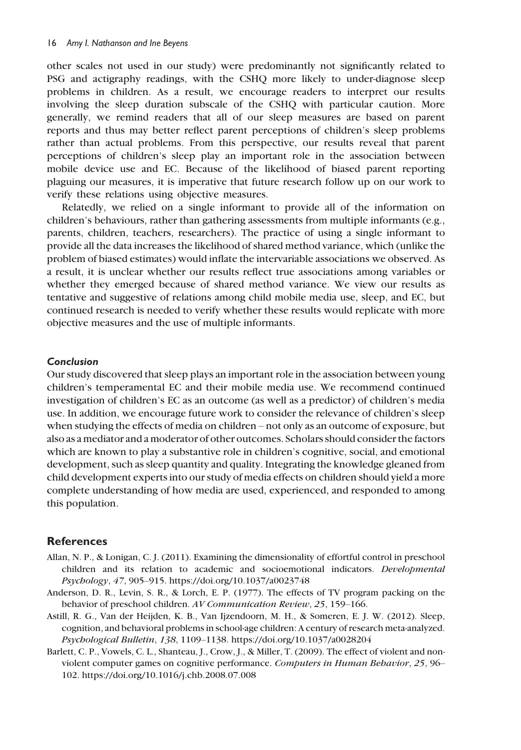other scales not used in our study) were predominantly not significantly related to PSG and actigraphy readings, with the CSHQ more likely to under-diagnose sleep problems in children. As a result, we encourage readers to interpret our results involving the sleep duration subscale of the CSHQ with particular caution. More generally, we remind readers that all of our sleep measures are based on parent reports and thus may better reflect parent perceptions of children's sleep problems rather than actual problems. From this perspective, our results reveal that parent perceptions of children's sleep play an important role in the association between mobile device use and EC. Because of the likelihood of biased parent reporting plaguing our measures, it is imperative that future research follow up on our work to verify these relations using objective measures.

Relatedly, we relied on a single informant to provide all of the information on children's behaviours, rather than gathering assessments from multiple informants (e.g., parents, children, teachers, researchers). The practice of using a single informant to provide all the data increases the likelihood of shared method variance, which (unlike the problem of biased estimates) would inflate the intervariable associations we observed. As a result, it is unclear whether our results reflect true associations among variables or whether they emerged because of shared method variance. We view our results as tentative and suggestive of relations among child mobile media use, sleep, and EC, but continued research is needed to verify whether these results would replicate with more objective measures and the use of multiple informants.

### *Conclusion*

Our study discovered that sleep plays an important role in the association between young children's temperamental EC and their mobile media use. We recommend continued investigation of children's EC as an outcome (as well as a predictor) of children's media use. In addition, we encourage future work to consider the relevance of children's sleep when studying the effects of media on children – not only as an outcome of exposure, but also as a mediator and a moderator of other outcomes. Scholars should consider the factors which are known to play a substantive role in children's cognitive, social, and emotional development, such as sleep quantity and quality. Integrating the knowledge gleaned from child development experts into our study of media effects on children should yield a more complete understanding of how media are used, experienced, and responded to among this population.

## References

Allan, N. P., & Lonigan, C. J. (2011). Examining the dimensionality of effortful control in preschool children and its relation to academic and socioemotional indicators. *Developmental Psychology*, *47*, 905–915. https://doi.org/10.1037/a0023748

Anderson, D. R., Levin, S. R., & Lorch, E. P. (1977). The effects of TV program packing on the behavior of preschool children. *AV Communication Review*, *25*, 159–166.

Astill, R. G., Van der Heijden, K. B., Van Ijzendoorn, M. H., & Someren, E. J. W. (2012). Sleep, cognition, and behavioral problems in school-age children: A century of research meta-analyzed. *Psychological Bulletin*, *138*, 1109–1138. https://doi.org/10.1037/a0028204

Barlett, C. P., Vowels, C. L., Shanteau, J., Crow, J., & Miller, T. (2009). The effect of violent and non-violent computer games on cognitive performance. *Computers in Human Behavior*, *25*, 96–102. https://doi.org/10.1016/j.chb.2008.07.008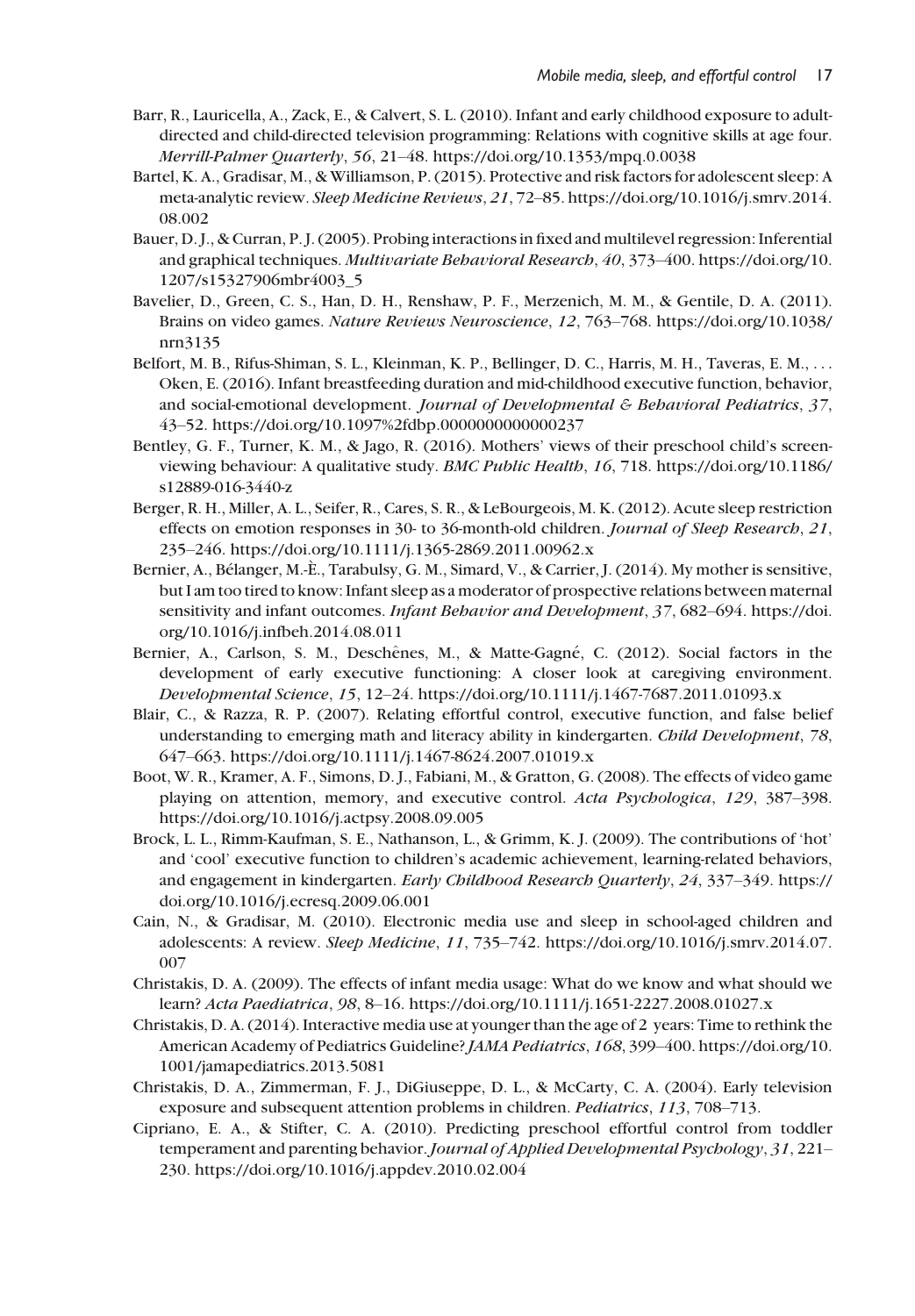Barr, R., Lauricella, A., Zack, E., & Calvert, S. L. (2010). Infant and early childhood exposure to adult-directed and child-directed television programming: Relations with cognitive skills at age four. *Merrill-Palmer Quarterly*, *56*, 21–48. https://doi.org/10.1353/mpq.0.0038

Bartel, K. A., Gradisar, M., & Williamson, P. (2015). Protective and risk factors for adolescent sleep: A meta-analytic review. *Sleep Medicine Reviews*, *21*, 72–85. https://doi.org/10.1016/j.smrv.2014.08.002

Bauer, D. J., & Curran, P. J. (2005). Probing interactions in fixed and multilevel regression: Inferential and graphical techniques. *Multivariate Behavioral Research*, *40*, 373–400. https://doi.org/10.1207/s15327906mbr4003_5

Bavelier, D., Green, C. S., Han, D. H., Renshaw, P. F., Merzenich, M. M., & Gentile, D. A. (2011). Brains on video games. *Nature Reviews Neuroscience*, *12*, 763–768. https://doi.org/10.1038/nrn3135

Belfort, M. B., Rifus-Shiman, S. L., Kleinman, K. P., Bellinger, D. C., Harris, M. H., Taveras, E. M., . . . Oken, E. (2016). Infant breastfeeding duration and mid-childhood executive function, behavior, and social-emotional development. *Journal of Developmental & Behavioral Pediatrics*, *37*, 43–52. https://doi.org/10.1097%2fdbp.0000000000000237

Bentley, G. F., Turner, K. M., & Jago, R. (2016). Mothers' views of their preschool child's screen-viewing behaviour: A qualitative study. *BMC Public Health*, *16*, 718. https://doi.org/10.1186/s12889-016-3440-z

Berger, R. H., Miller, A. L., Seifer, R., Cares, S. R., & LeBourgeois, M. K. (2012). Acute sleep restriction effects on emotion responses in 30- to 36-month-old children. *Journal of Sleep Research*, *21*, 235–246. https://doi.org/10.1111/j.1365-2869.2011.00962.x

Bernier, A., Bélanger, M.-È., Tarabulsy, G. M., Simard, V., & Carrier, J. (2014). My mother is sensitive, but I am too tired to know: Infant sleep as a moderator of prospective relations between maternal sensitivity and infant outcomes. *Infant Behavior and Development*, *37*, 682–694. https://doi.org/10.1016/j.infbeh.2014.08.011

Bernier, A., Carlson, S. M., Deschênes, M., & Matte-Gagné, C. (2012). Social factors in the development of early executive functioning: A closer look at caregiving environment. *Developmental Science*, *15*, 12–24. https://doi.org/10.1111/j.1467-7687.2011.01093.x

Blair, C., & Razza, R. P. (2007). Relating effortful control, executive function, and false belief understanding to emerging math and literacy ability in kindergarten. *Child Development*, *78*, 647–663. https://doi.org/10.1111/j.1467-8624.2007.01019.x

Boot, W. R., Kramer, A. F., Simons, D. J., Fabiani, M., & Gratton, G. (2008). The effects of video game playing on attention, memory, and executive control. *Acta Psychologica*, *129*, 387–398. https://doi.org/10.1016/j.actpsy.2008.09.005

Brock, L. L., Rimm-Kaufman, S. E., Nathanson, L., & Grimm, K. J. (2009). The contributions of 'hot' and 'cool' executive function to children's academic achievement, learning-related behaviors, and engagement in kindergarten. *Early Childhood Research Quarterly*, *24*, 337–349. https://doi.org/10.1016/j.ecresq.2009.06.001

Cain, N., & Gradisar, M. (2010). Electronic media use and sleep in school-aged children and adolescents: A review. *Sleep Medicine*, *11*, 735–742. https://doi.org/10.1016/j.smrv.2014.07.007

Christakis, D. A. (2009). The effects of infant media usage: What do we know and what should we learn? *Acta Paediatrica*, *98*, 8–16. https://doi.org/10.1111/j.1651-2227.2008.01027.x

Christakis, D. A. (2014). Interactive media use at younger than the age of 2 years: Time to rethink the American Academy of Pediatrics Guideline? *JAMA Pediatrics*, *168*, 399–400. https://doi.org/10.1001/jamapediatrics.2013.5081

Christakis, D. A., Zimmerman, F. J., DiGiuseppe, D. L., & McCarty, C. A. (2004). Early television exposure and subsequent attention problems in children. *Pediatrics*, *113*, 708–713.

Cipriano, E. A., & Stifter, C. A. (2010). Predicting preschool effortful control from toddler temperament and parenting behavior. *Journal of Applied Developmental Psychology*, *31*, 221–230. https://doi.org/10.1016/j.appdev.2010.02.004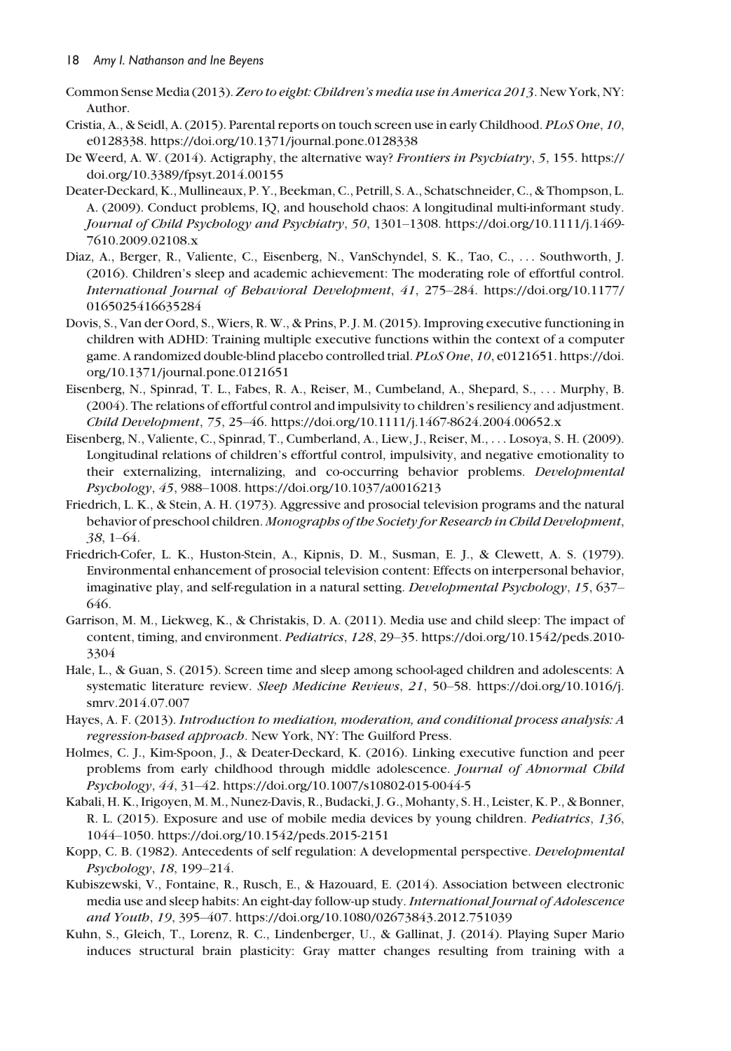Common Sense Media (2013). *Zero to eight: Children's media use in America 2013*. New York, NY: Author.

Cristia, A., & Seidl, A. (2015). Parental reports on touch screen use in early Childhood. *PLoS One*, *10*, e0128338. https://doi.org/10.1371/journal.pone.0128338

De Weerd, A. W. (2014). Actigraphy, the alternative way? *Frontiers in Psychiatry*, *5*, 155. https://doi.org/10.3389/fpsyt.2014.00155

Deater-Deckard, K., Mullineaux, P. Y., Beekman, C., Petrill, S. A., Schatschneider, C., & Thompson, L. A. (2009). Conduct problems, IQ, and household chaos: A longitudinal multi-informant study. *Journal of Child Psychology and Psychiatry*, *50*, 1301–1308. https://doi.org/10.1111/j.1469-7610.2009.02108.x

Diaz, A., Berger, R., Valiente, C., Eisenberg, N., VanSchyndel, S. K., Tao, C., . . . Southworth, J. (2016). Children's sleep and academic achievement: The moderating role of effortful control. *International Journal of Behavioral Development*, *41*, 275–284. https://doi.org/10.1177/0165025416635284

Dovis, S., Van der Oord, S., Wiers, R. W., & Prins, P. J. M. (2015). Improving executive functioning in children with ADHD: Training multiple executive functions within the context of a computer game. A randomized double-blind placebo controlled trial. *PLoS One*, *10*, e0121651. https://doi.org/10.1371/journal.pone.0121651

Eisenberg, N., Spinrad, T. L., Fabes, R. A., Reiser, M., Cumbeland, A., Shepard, S., . . . Murphy, B. (2004). The relations of effortful control and impulsivity to children's resiliency and adjustment. *Child Development*, *75*, 25–46. https://doi.org/10.1111/j.1467-8624.2004.00652.x

Eisenberg, N., Valiente, C., Spinrad, T., Cumberland, A., Liew, J., Reiser, M., . . . Losoya, S. H. (2009). Longitudinal relations of children's effortful control, impulsivity, and negative emotionality to their externalizing, internalizing, and co-occurring behavior problems. *Developmental Psychology*, *45*, 988–1008. https://doi.org/10.1037/a0016213

Friedrich, L. K., & Stein, A. H. (1973). Aggressive and prosocial television programs and the natural behavior of preschool children. *Monographs of the Society for Research in Child Development*, *38*, 1–64.

Friedrich-Cofer, L. K., Huston-Stein, A., Kipnis, D. M., Susman, E. J., & Clewett, A. S. (1979). Environmental enhancement of prosocial television content: Effects on interpersonal behavior, imaginative play, and self-regulation in a natural setting. *Developmental Psychology*, *15*, 637–646.

Garrison, M. M., Liekweg, K., & Christakis, D. A. (2011). Media use and child sleep: The impact of content, timing, and environment. *Pediatrics*, *128*, 29–35. https://doi.org/10.1542/peds.2010-3304

Hale, L., & Guan, S. (2015). Screen time and sleep among school-aged children and adolescents: A systematic literature review. *Sleep Medicine Reviews*, *21*, 50–58. https://doi.org/10.1016/j.smrv.2014.07.007

Hayes, A. F. (2013). *Introduction to mediation, moderation, and conditional process analysis: A regression-based approach*. New York, NY: The Guilford Press.

Holmes, C. J., Kim-Spoon, J., & Deater-Deckard, K. (2016). Linking executive function and peer problems from early childhood through middle adolescence. *Journal of Abnormal Child Psychology*, *44*, 31–42. https://doi.org/10.1007/s10802-015-0044-5

Kabali, H. K., Irigoyen, M. M., Nunez-Davis, R., Budacki, J. G., Mohanty, S. H., Leister, K. P., & Bonner, R. L. (2015). Exposure and use of mobile media devices by young children. *Pediatrics*, *136*, 1044–1050. https://doi.org/10.1542/peds.2015-2151

Kopp, C. B. (1982). Antecedents of self regulation: A developmental perspective. *Developmental Psychology*, *18*, 199–214.

Kubiszewski, V., Fontaine, R., Rusch, E., & Hazouard, E. (2014). Association between electronic media use and sleep habits: An eight-day follow-up study. *International Journal of Adolescence and Youth*, *19*, 395–407. https://doi.org/10.1080/02673843.2012.751039

Kuhn, S., Gleich, T., Lorenz, R. C., Lindenberger, U., & Gallinat, J. (2014). Playing Super Mario induces structural brain plasticity: Gray matter changes resulting from training with a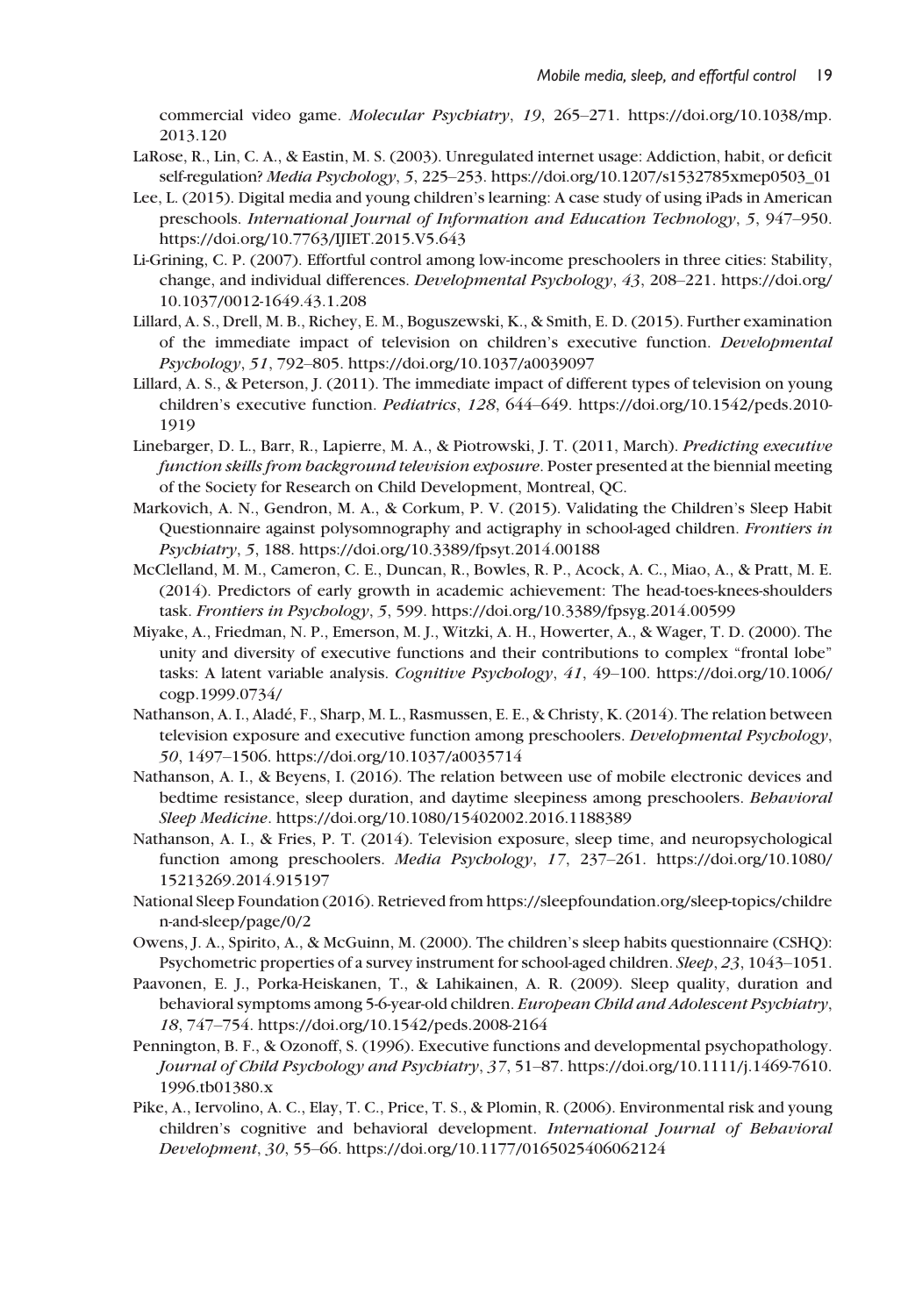commercial video game. *Molecular Psychiatry*, *19*, 265–271. https://doi.org/10.1038/mp.2013.120

LaRose, R., Lin, C. A., & Eastin, M. S. (2003). Unregulated internet usage: Addiction, habit, or deficit self-regulation? *Media Psychology*, *5*, 225–253. https://doi.org/10.1207/s1532785xmep0503_01

Lee, L. (2015). Digital media and young children's learning: A case study of using iPads in American preschools. *International Journal of Information and Education Technology*, *5*, 947–950. https://doi.org/10.7763/IJIET.2015.V5.643

Li-Grining, C. P. (2007). Effortful control among low-income preschoolers in three cities: Stability, change, and individual differences. *Developmental Psychology*, *43*, 208–221. https://doi.org/10.1037/0012-1649.43.1.208

Lillard, A. S., Drell, M. B., Richey, E. M., Boguszewski, K., & Smith, E. D. (2015). Further examination of the immediate impact of television on children's executive function. *Developmental Psychology*, *51*, 792–805. https://doi.org/10.1037/a0039097

Lillard, A. S., & Peterson, J. (2011). The immediate impact of different types of television on young children's executive function. *Pediatrics*, *128*, 644–649. https://doi.org/10.1542/peds.2010-1919

Linebarger, D. L., Barr, R., Lapierre, M. A., & Piotrowski, J. T. (2011, March). *Predicting executive function skills from background television exposure*. Poster presented at the biennial meeting of the Society for Research on Child Development, Montreal, QC.

Markovich, A. N., Gendron, M. A., & Corkum, P. V. (2015). Validating the Children's Sleep Habit Questionnaire against polysomnography and actigraphy in school-aged children. *Frontiers in Psychiatry*, *5*, 188. https://doi.org/10.3389/fpsyt.2014.00188

McClelland, M. M., Cameron, C. E., Duncan, R., Bowles, R. P., Acock, A. C., Miao, A., & Pratt, M. E. (2014). Predictors of early growth in academic achievement: The head-toes-knees-shoulders task. *Frontiers in Psychology*, *5*, 599. https://doi.org/10.3389/fpsyg.2014.00599

Miyake, A., Friedman, N. P., Emerson, M. J., Witzki, A. H., Howerter, A., & Wager, T. D. (2000). The unity and diversity of executive functions and their contributions to complex "frontal lobe" tasks: A latent variable analysis. *Cognitive Psychology*, *41*, 49–100. https://doi.org/10.1006/cogp.1999.0734/

Nathanson, A. I., Aladé, F., Sharp, M. L., Rasmussen, E. E., & Christy, K. (2014). The relation between television exposure and executive function among preschoolers. *Developmental Psychology*, *50*, 1497–1506. https://doi.org/10.1037/a0035714

Nathanson, A. I., & Beyens, I. (2016). The relation between use of mobile electronic devices and bedtime resistance, sleep duration, and daytime sleepiness among preschoolers. *Behavioral Sleep Medicine*. https://doi.org/10.1080/15402002.2016.1188389

Nathanson, A. I., & Fries, P. T. (2014). Television exposure, sleep time, and neuropsychological function among preschoolers. *Media Psychology*, *17*, 237–261. https://doi.org/10.1080/15213269.2014.915197

National Sleep Foundation (2016). Retrieved from https://sleepfoundation.org/sleep-topics/children-and-sleep/page/0/2

Owens, J. A., Spirito, A., & McGuinn, M. (2000). The children's sleep habits questionnaire (CSHQ): Psychometric properties of a survey instrument for school-aged children. *Sleep*, *23*, 1043–1051.

Paavonen, E. J., Porka-Heiskanen, T., & Lahikainen, A. R. (2009). Sleep quality, duration and behavioral symptoms among 5-6-year-old children. *European Child and Adolescent Psychiatry*, *18*, 747–754. https://doi.org/10.1542/peds.2008-2164

Pennington, B. F., & Ozonoff, S. (1996). Executive functions and developmental psychopathology. *Journal of Child Psychology and Psychiatry*, *37*, 51–87. https://doi.org/10.1111/j.1469-7610.1996.tb01380.x

Pike, A., Iervolino, A. C., Elay, T. C., Price, T. S., & Plomin, R. (2006). Environmental risk and young children's cognitive and behavioral development. *International Journal of Behavioral Development*, *30*, 55–66. https://doi.org/10.1177/0165025406062124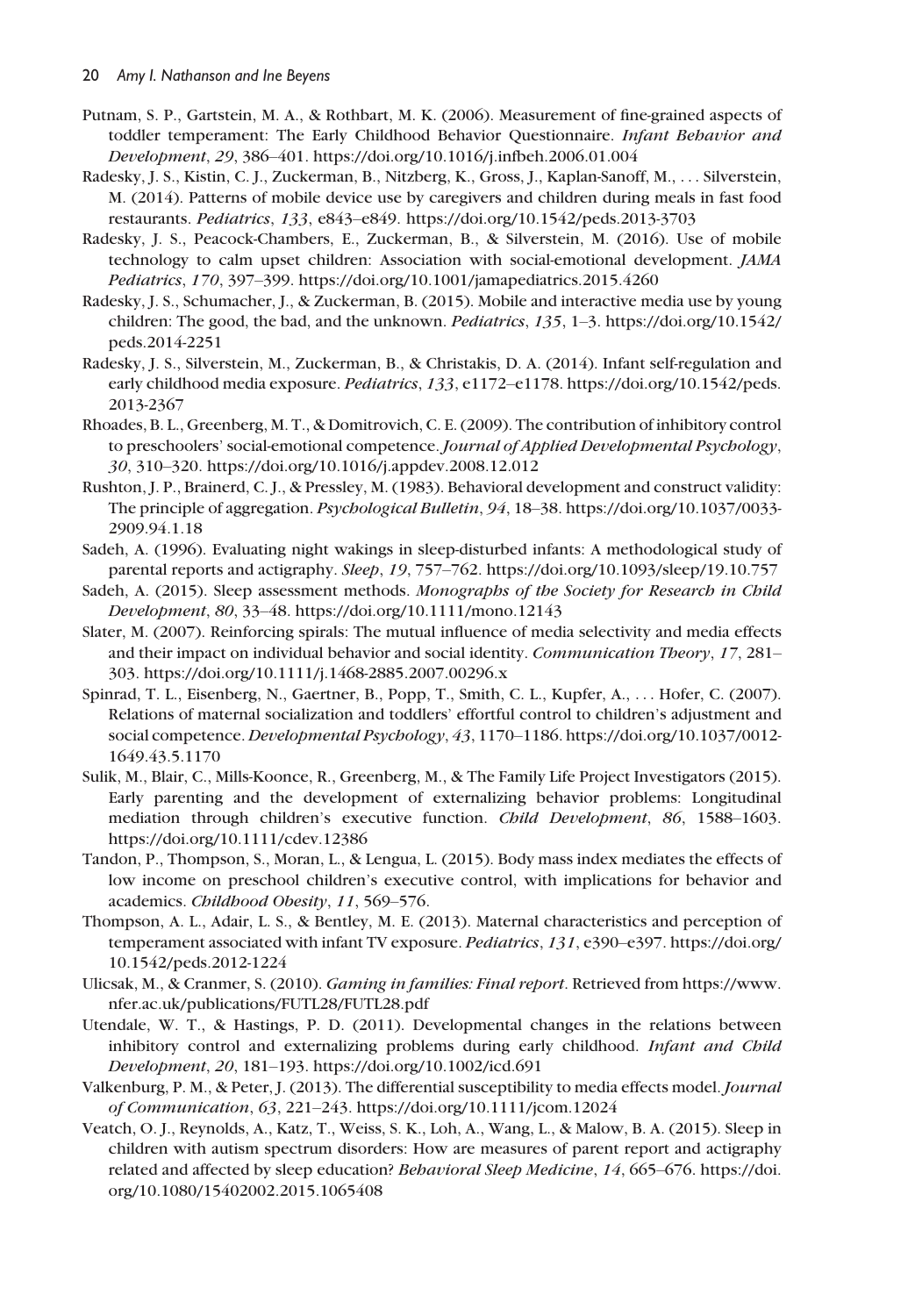Putnam, S. P., Gartstein, M. A., & Rothbart, M. K. (2006). Measurement of fine-grained aspects of toddler temperament: The Early Childhood Behavior Questionnaire. *Infant Behavior and Development*, *29*, 386–401. https://doi.org/10.1016/j.infbeh.2006.01.004

Radesky, J. S., Kistin, C. J., Zuckerman, B., Nitzberg, K., Gross, J., Kaplan-Sanoff, M., . . . Silverstein, M. (2014). Patterns of mobile device use by caregivers and children during meals in fast food restaurants. *Pediatrics*, *133*, e843–e849. https://doi.org/10.1542/peds.2013-3703

Radesky, J. S., Peacock-Chambers, E., Zuckerman, B., & Silverstein, M. (2016). Use of mobile technology to calm upset children: Association with social-emotional development. *JAMA Pediatrics*, *170*, 397–399. https://doi.org/10.1001/jamapediatrics.2015.4260

Radesky, J. S., Schumacher, J., & Zuckerman, B. (2015). Mobile and interactive media use by young children: The good, the bad, and the unknown. *Pediatrics*, *135*, 1–3. https://doi.org/10.1542/peds.2014-2251

Radesky, J. S., Silverstein, M., Zuckerman, B., & Christakis, D. A. (2014). Infant self-regulation and early childhood media exposure. *Pediatrics*, *133*, e1172–e1178. https://doi.org/10.1542/peds.2013-2367

Rhoades, B. L., Greenberg, M. T., & Domitrovich, C. E. (2009). The contribution of inhibitory control to preschoolers' social-emotional competence. *Journal of Applied Developmental Psychology*, *30*, 310–320. https://doi.org/10.1016/j.appdev.2008.12.012

Rushton, J. P., Brainerd, C. J., & Pressley, M. (1983). Behavioral development and construct validity: The principle of aggregation. *Psychological Bulletin*, *94*, 18–38. https://doi.org/10.1037/0033-2909.94.1.18

Sadeh, A. (1996). Evaluating night wakings in sleep-disturbed infants: A methodological study of parental reports and actigraphy. *Sleep*, *19*, 757–762. https://doi.org/10.1093/sleep/19.10.757

Sadeh, A. (2015). Sleep assessment methods. *Monographs of the Society for Research in Child Development*, *80*, 33–48. https://doi.org/10.1111/mono.12143

Slater, M. (2007). Reinforcing spirals: The mutual influence of media selectivity and media effects and their impact on individual behavior and social identity. *Communication Theory*, *17*, 281–303. https://doi.org/10.1111/j.1468-2885.2007.00296.x

Spinrad, T. L., Eisenberg, N., Gaertner, B., Popp, T., Smith, C. L., Kupfer, A., . . . Hofer, C. (2007). Relations of maternal socialization and toddlers' effortful control to children's adjustment and social competence. *Developmental Psychology*, *43*, 1170–1186. https://doi.org/10.1037/0012-1649.43.5.1170

Sulik, M., Blair, C., Mills-Koonce, R., Greenberg, M., & The Family Life Project Investigators (2015). Early parenting and the development of externalizing behavior problems: Longitudinal mediation through children's executive function. *Child Development*, *86*, 1588–1603. https://doi.org/10.1111/cdev.12386

Tandon, P., Thompson, S., Moran, L., & Lengua, L. (2015). Body mass index mediates the effects of low income on preschool children's executive control, with implications for behavior and academics. *Childhood Obesity*, *11*, 569–576.

Thompson, A. L., Adair, L. S., & Bentley, M. E. (2013). Maternal characteristics and perception of temperament associated with infant TV exposure. *Pediatrics*, *131*, e390–e397. https://doi.org/10.1542/peds.2012-1224

Ulicsak, M., & Cranmer, S. (2010). *Gaming in families: Final report*. Retrieved from https://www.nfer.ac.uk/publications/FUTL28/FUTL28.pdf

Utendale, W. T., & Hastings, P. D. (2011). Developmental changes in the relations between inhibitory control and externalizing problems during early childhood. *Infant and Child Development*, *20*, 181–193. https://doi.org/10.1002/icd.691

Valkenburg, P. M., & Peter, J. (2013). The differential susceptibility to media effects model. *Journal of Communication*, *63*, 221–243. https://doi.org/10.1111/jcom.12024

Veatch, O. J., Reynolds, A., Katz, T., Weiss, S. K., Loh, A., Wang, L., & Malow, B. A. (2015). Sleep in children with autism spectrum disorders: How are measures of parent report and actigraphy related and affected by sleep education? *Behavioral Sleep Medicine*, *14*, 665–676. https://doi.org/10.1080/15402002.2015.1065408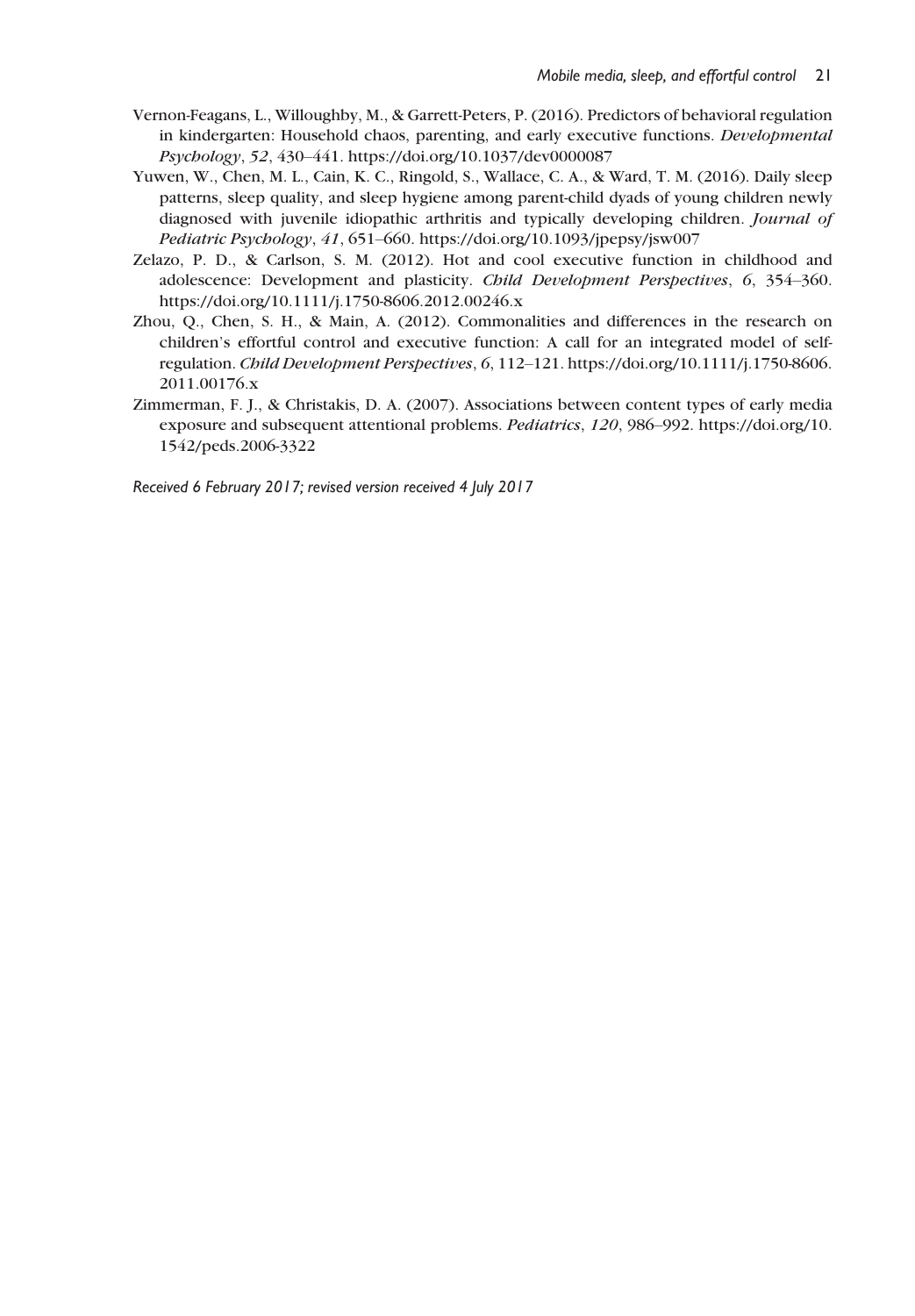Vernon-Feagans, L., Willoughby, M., & Garrett-Peters, P. (2016). Predictors of behavioral regulation in kindergarten: Household chaos, parenting, and early executive functions. *Developmental Psychology*, *52*, 430–441. https://doi.org/10.1037/dev0000087

Yuwen, W., Chen, M. L., Cain, K. C., Ringold, S., Wallace, C. A., & Ward, T. M. (2016). Daily sleep patterns, sleep quality, and sleep hygiene among parent-child dyads of young children newly diagnosed with juvenile idiopathic arthritis and typically developing children. *Journal of Pediatric Psychology*, *41*, 651–660. https://doi.org/10.1093/jpepsy/jsw007

Zelazo, P. D., & Carlson, S. M. (2012). Hot and cool executive function in childhood and adolescence: Development and plasticity. *Child Development Perspectives*, *6*, 354–360. https://doi.org/10.1111/j.1750-8606.2012.00246.x

Zhou, Q., Chen, S. H., & Main, A. (2012). Commonalities and differences in the research on children's effortful control and executive function: A call for an integrated model of self-regulation. *Child Development Perspectives*, *6*, 112–121. https://doi.org/10.1111/j.1750-8606.2011.00176.x

Zimmerman, F. J., & Christakis, D. A. (2007). Associations between content types of early media exposure and subsequent attentional problems. *Pediatrics*, *120*, 986–992. https://doi.org/10.1542/peds.2006-3322

*Received 6 February 2017; revised version received 4 July 2017*